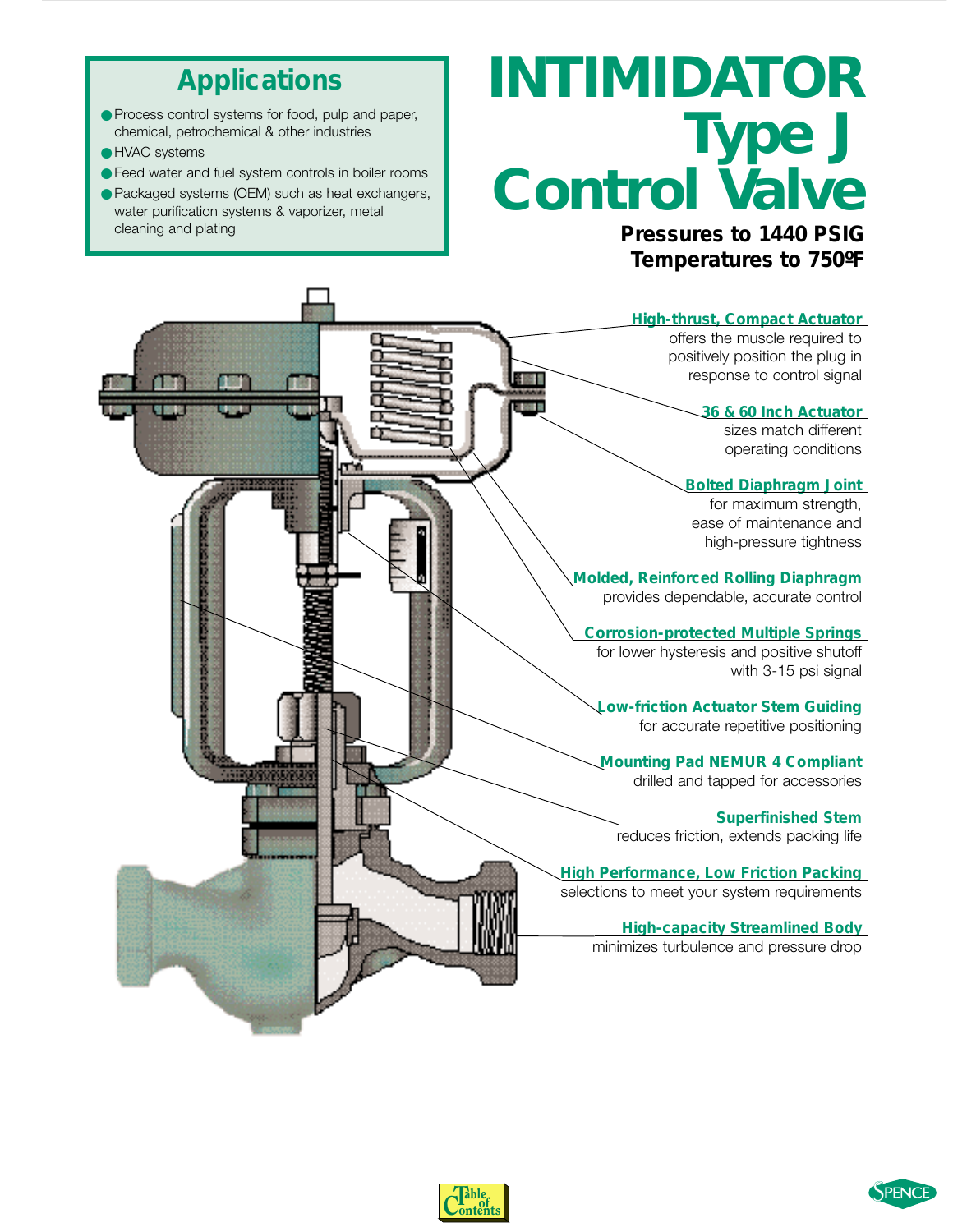# INTIMIDATOR Type J Control Valve

**Pressures to 1440 PSIG**
**Temperatures to 750ºF**

## Applications

- Process control systems for food, pulp and paper, chemical, petrochemical & other industries
- HVAC systems
- Feed water and fuel system controls in boiler rooms
- Packaged systems (OEM) such as heat exchangers, water purification systems & vaporizer, metal cleaning and plating

**High-thrust, Compact Actuator**
offers the muscle required to positively position the plug in response to control signal

**36 & 60 Inch Actuator**
sizes match different operating conditions

**Bolted Diaphragm Joint**
for maximum strength, ease of maintenance and high-pressure tightness

**Molded, Reinforced Rolling Diaphragm**
provides dependable, accurate control

**Corrosion-protected Multiple Springs**
for lower hysteresis and positive shutoff with 3-15 psi signal

**Low-friction Actuator Stem Guiding**
for accurate repetitive positioning

**Mounting Pad NEMUR 4 Compliant**
drilled and tapped for accessories

**Superfinished Stem**
reduces friction, extends packing life

**High Performance, Low Friction Packing**
selections to meet your system requirements

**High-capacity Streamlined Body**
minimizes turbulence and pressure drop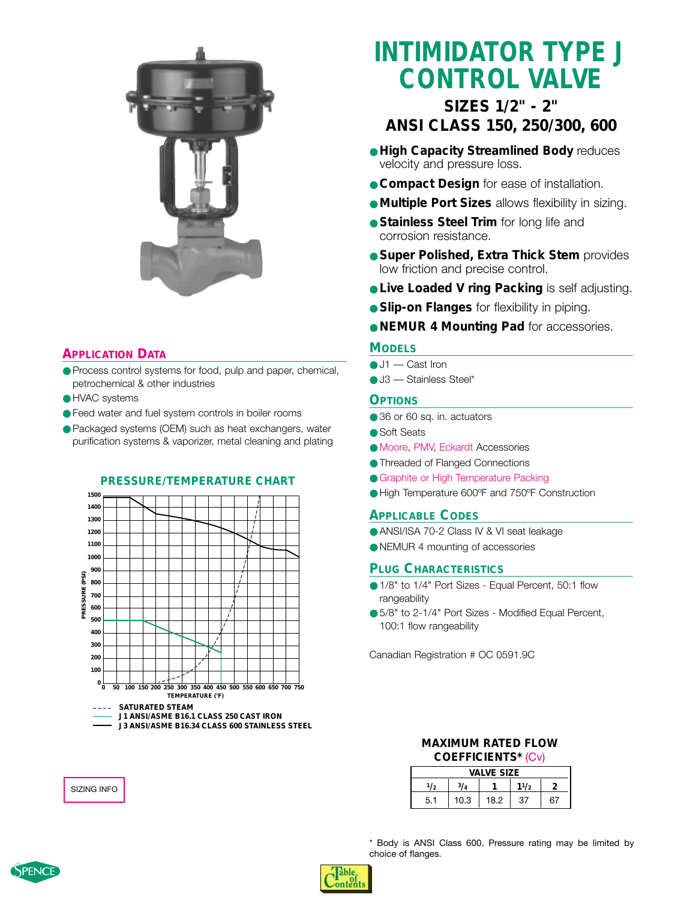# INTIMIDATOR TYPE J CONTROL VALVE

## SIZES 1/2" - 2"
## ANSI CLASS 150, 250/300, 600

- **High Capacity Streamlined Body** reduces velocity and pressure loss.
- **Compact Design** for ease of installation.
- **Multiple Port Sizes** allows flexibility in sizing.
- **Stainless Steel Trim** for long life and corrosion resistance.
- **Super Polished, Extra Thick Stem** provides low friction and precise control.
- **Live Loaded V ring Packing** is self adjusting.
- **Slip-on Flanges** for flexibility in piping.
- **NEMUR 4 Mounting Pad** for accessories.

## Application Data

- Process control systems for food, pulp and paper, chemical, petrochemical & other industries
- HVAC systems
- Feed water and fuel system controls in boiler rooms
- Packaged systems (OEM) such as heat exchangers, water purification systems & vaporizer, metal cleaning and plating

## PRESSURE/TEMPERATURE CHART

PRESSURE (PSI) vs. TEMPERATURE (°F)

- - - - SATURATED STEAM
—— J1 ANSI/ASME B16.1 CLASS 250 CAST IRON
—— J3 ANSI/ASME B16.34 CLASS 600 STAINLESS STEEL

SIZING INFO

## Models

- J1 — Cast Iron
- J3 — Stainless Steel*

## Options

- 36 or 60 sq. in. actuators
- Soft Seats
- Moore, PMV, Eckardt Accessories
- Threaded of Flanged Connections
- Graphite or High Temperature Packing
- High Temperature 600ºF and 750ºF Construction

## Applicable Codes

- ANSI/ISA 70-2 Class IV & VI seat leakage
- NEMUR 4 mounting of accessories

## Plug Characteristics

- 1/8" to 1/4" Port Sizes - Equal Percent, 50:1 flow rangeability
- 5/8" to 2-1/4" Port Sizes - Modified Equal Percent, 100:1 flow rangeability

Canadian Registration # OC 0591.9C

### MAXIMUM RATED FLOW COEFFICIENTS* (Cv)

| VALVE SIZE | | | | |
|---|---|---|---|---|
| 1/2 | 3/4 | 1 | 1 1/2 | 2 |
| 5.1 | 10.3 | 18.2 | 37 | 67 |

* Body is ANSI Class 600. Pressure rating may be limited by choice of flanges.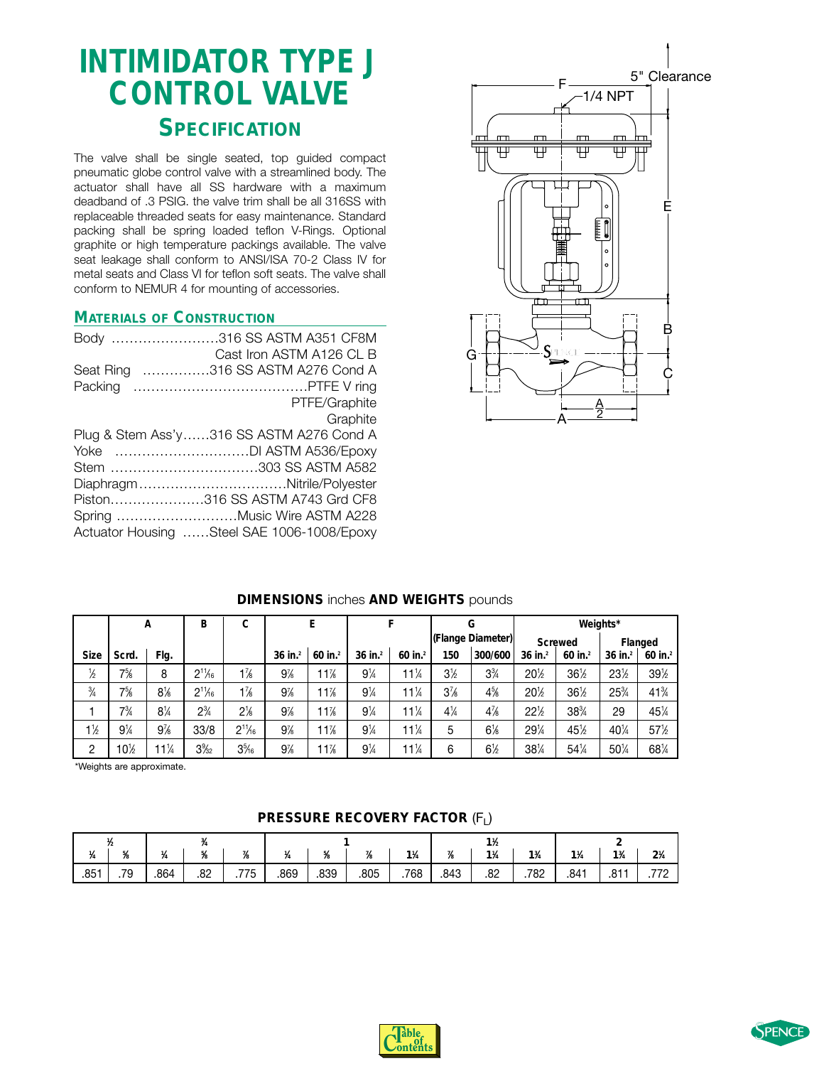# INTIMIDATOR TYPE J CONTROL VALVE

## SPECIFICATION

The valve shall be single seated, top guided compact pneumatic globe control valve with a streamlined body. The actuator shall have all SS hardware with a maximum deadband of .3 PSIG. the valve trim shall be all 316SS with replaceable threaded seats for easy maintenance. Standard packing shall be spring loaded teflon V-Rings. Optional graphite or high temperature packings available. The valve seat leakage shall conform to ANSI/ISA 70-2 Class IV for metal seats and Class VI for teflon soft seats. The valve shall conform to NEMUR 4 for mounting of accessories.

### MATERIALS OF CONSTRUCTION

Body ........................316 SS ASTM A351 CF8M
Cast Iron ASTM A126 CL B
Seat Ring ...............316 SS ASTM A276 Cond A
Packing .......................................PTFE V ring
PTFE/Graphite
Graphite
Plug & Stem Ass'y......316 SS ASTM A276 Cond A
Yoke ..............................DI ASTM A536/Epoxy
Stem .................................303 SS ASTM A582
Diaphragm.................................Nitrile/Polyester
Piston.....................316 SS ASTM A743 Grd CF8
Spring ...........................Music Wire ASTM A228
Actuator Housing ......Steel SAE 1006-1008/Epoxy

5" Clearance
F
1/4 NPT
E
B
G
C
A
A/2

**DIMENSIONS** inches **AND WEIGHTS** pounds

| Size | A | | B | C | E | | F | | G (Flange Diameter) | | Weights* | | | |
|---|---|---|---|---|---|---|---|---|---|---|---|---|---|---|
| | | | | | | | | | | | Screwed | | Flanged | |
| | Scrd. | Flg. | | | 36 in.² | 60 in.² | 36 in.² | 60 in.² | 150 | 300/600 | 36 in.² | 60 in.² | 36 in.² | 60 in.² |
| ½ | 7⅝ | 8 | 2¹¹⁄₁₆ | 1⅞ | 9⅞ | 11⅞ | 9¼ | 11¼ | 3½ | 3¾ | 20½ | 36½ | 23½ | 39½ |
| ¾ | 7⅝ | 8⅛ | 2¹¹⁄₁₆ | 1⅞ | 9⅞ | 11⅞ | 9¼ | 11¼ | 3⅞ | 4⅝ | 20½ | 36½ | 25¾ | 41¾ |
| 1 | 7¾ | 8¼ | 2¾ | 2⅛ | 9⅞ | 11⅞ | 9¼ | 11¼ | 4¼ | 4⅞ | 22½ | 38¾ | 29 | 45¼ |
| 1½ | 9¼ | 9⅞ | 33/8 | 2¹¹⁄₁₆ | 9⅞ | 11⅞ | 9¼ | 11¼ | 5 | 6⅛ | 29¼ | 45½ | 40¼ | 57½ |
| 2 | 10½ | 11¼ | 3⁹⁄₃₂ | 3⁵⁄₁₆ | 9⅞ | 11⅞ | 9¼ | 11¼ | 6 | 6½ | 38¼ | 54¼ | 50¼ | 68¼ |

*Weights are approximate.

**PRESSURE RECOVERY FACTOR** ($F_L$)

| ½ | | ¾ | | | 1 | | | | 1½ | | | 2 | | |
|---|---|---|---|---|---|---|---|---|---|---|---|---|---|---|
| ¼ | ⅝ | ¼ | ⅝ | ⅞ | ¼ | ⅝ | ⅞ | 1¼ | ⅞ | 1¼ | 1¾ | 1¼ | 1¾ | 2¼ |
| .851 | .79 | .864 | .82 | .775 | .869 | .839 | .805 | .768 | .843 | .82 | .782 | .841 | .811 | .772 |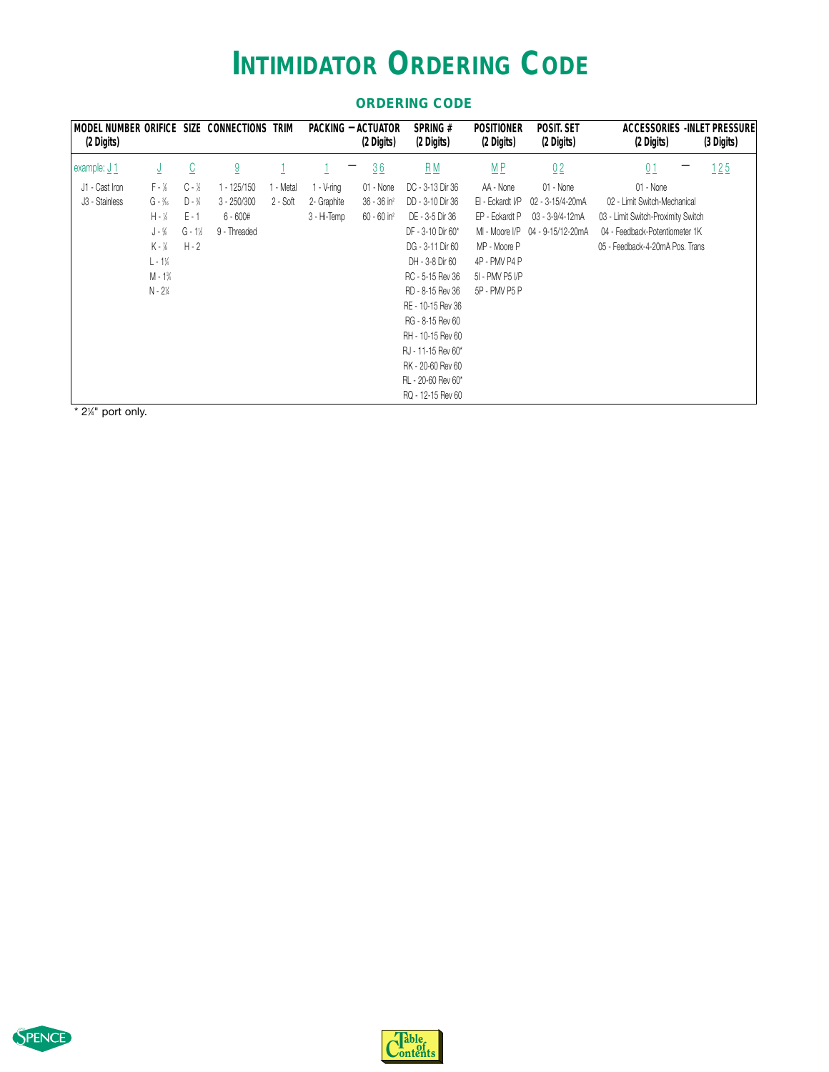# INTIMIDATOR ORDERING CODE

## ORDERING CODE

| MODEL NUMBER (2 Digits) | ORIFICE | SIZE | CONNECTIONS | TRIM | PACKING | — | ACTUATOR (2 Digits) | SPRING # (2 Digits) | POSITIONER (2 Digits) | POSIT. SET (2 Digits) | ACCESSORIES (2 Digits) | - | INLET PRESSURE (3 Digits) |
|---|---|---|---|---|---|---|---|---|---|---|---|---|---|
| example: J 1 | J | C | 9 | 1 | 1 | — | 3 6 | R M | M P | 0 2 | 0 1 | — | 1 2 5 |
| J1 - Cast Iron | F - ⅜ | C - ½ | 1 - 125/150 | 1 - Metal | 1 - V-ring | | 01 - None | DC - 3-13 Dir 36 | AA - None | 01 - None | 01 - None | | |
| J3 - Stainless | G - 5/16 | D - ¾ | 3 - 250/300 | 2 - Soft | 2- Graphite | | 36 - 36 in² | DD - 3-10 Dir 36 | EI - Eckardt I/P | 02 - 3-15/4-20mA | 02 - Limit Switch-Mechanical | | |
| | H - ¼ | E - 1 | 6 - 600# | | 3 - Hi-Temp | | 60 - 60 in² | DE - 3-5 Dir 36 | EP - Eckardt P | 03 - 3-9/4-12mA | 03 - Limit Switch-Proximity Switch | | |
| | J - ⅝ | G - 1½ | 9 - Threaded | | | | | DF - 3-10 Dir 60* | MI - Moore I/P | 04 - 9-15/12-20mA | 04 - Feedback-Potentiometer 1K | | |
| | K - ⅞ | H - 2 | | | | | | DG - 3-11 Dir 60 | MP - Moore P | | 05 - Feedback-4-20mA Pos. Trans | | |
| | L - 1¼ | | | | | | | DH - 3-8 Dir 60 | 4P - PMV P4 P | | | | |
| | M - 1¾ | | | | | | | RC - 5-15 Rev 36 | 5I - PMV P5 I/P | | | | |
| | N - 2¼ | | | | | | | RD - 8-15 Rev 36 | 5P - PMV P5 P | | | | |
| | | | | | | | | RE - 10-15 Rev 36 | | | | | |
| | | | | | | | | RG - 8-15 Rev 60 | | | | | |
| | | | | | | | | RH - 10-15 Rev 60 | | | | | |
| | | | | | | | | RJ - 11-15 Rev 60* | | | | | |
| | | | | | | | | RK - 20-60 Rev 60 | | | | | |
| | | | | | | | | RL - 20-60 Rev 60* | | | | | |
| | | | | | | | | RQ - 12-15 Rev 60 | | | | | |

\* 2¼" port only.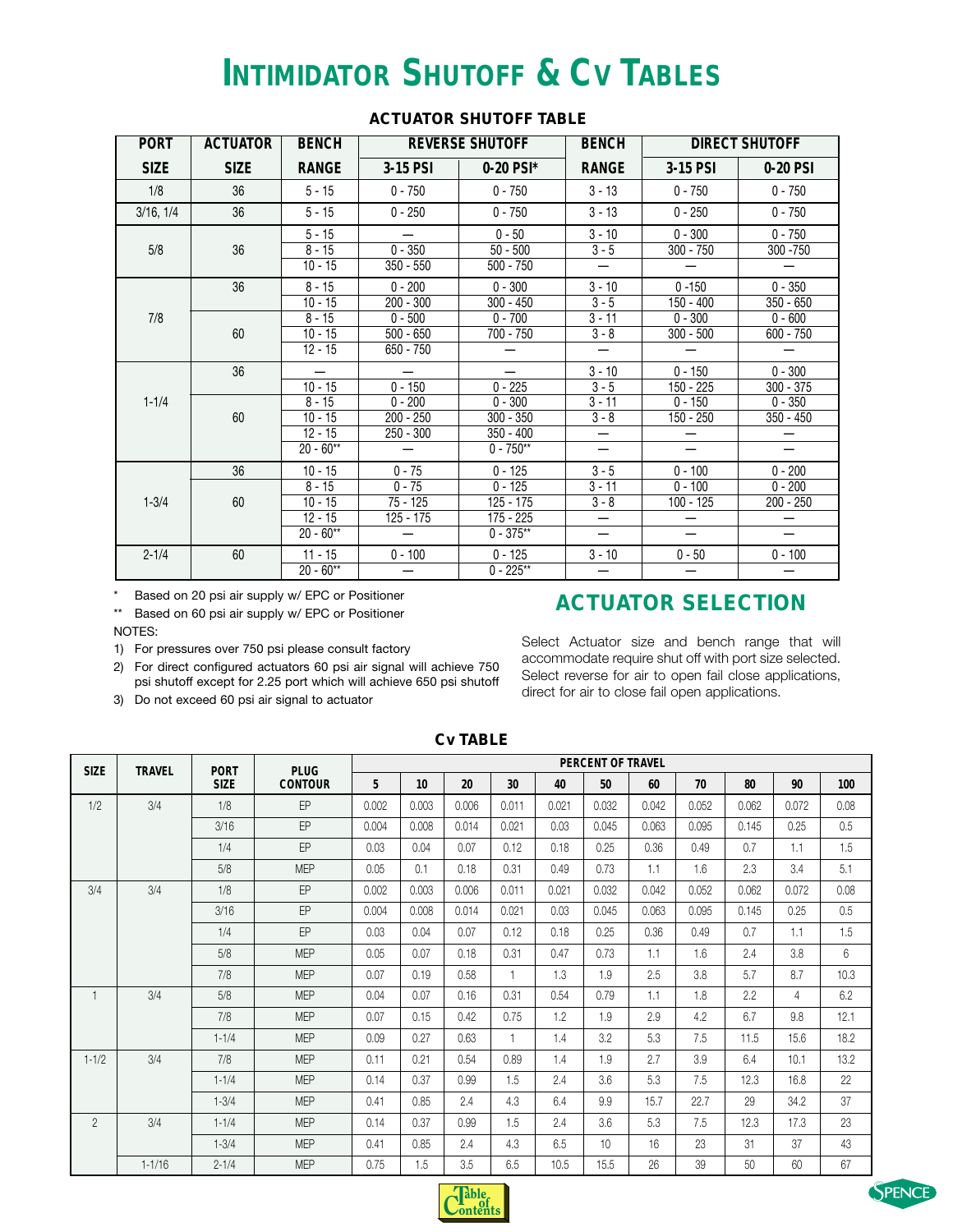# INTIMIDATOR SHUTOFF & CV TABLES

## ACTUATOR SHUTOFF TABLE

| PORT SIZE | ACTUATOR SIZE | BENCH RANGE | REVERSE SHUTOFF 3-15 PSI | REVERSE SHUTOFF 0-20 PSI* | BENCH RANGE | DIRECT SHUTOFF 3-15 PSI | DIRECT SHUTOFF 0-20 PSI |
|---|---|---|---|---|---|---|---|
| 1/8 | 36 | 5 - 15 | 0 - 750 | 0 - 750 | 3 - 13 | 0 - 750 | 0 - 750 |
| 3/16, 1/4 | 36 | 5 - 15 | 0 - 250 | 0 - 750 | 3 - 13 | 0 - 250 | 0 - 750 |
| 5/8 | 36 | 5 - 15 | — | 0 - 50 | 3 - 10 | 0 - 300 | 0 - 750 |
| | | 8 - 15 | 0 - 350 | 50 - 500 | 3 - 5 | 300 - 750 | 300 -750 |
| | | 10 - 15 | 350 - 550 | 500 - 750 | — | — | — |
| 7/8 | 36 | 8 - 15 | 0 - 200 | 0 - 300 | 3 - 10 | 0 -150 | 0 - 350 |
| | | 10 - 15 | 200 - 300 | 300 - 450 | 3 - 5 | 150 - 400 | 350 - 650 |
| | 60 | 8 - 15 | 0 - 500 | 0 - 700 | 3 - 11 | 0 - 300 | 0 - 600 |
| | | 10 - 15 | 500 - 650 | 700 - 750 | 3 - 8 | 300 - 500 | 600 - 750 |
| | | 12 - 15 | 650 - 750 | — | — | — | — |
| 1-1/4 | 36 | — | — | — | 3 - 10 | 0 - 150 | 0 - 300 |
| | | 10 - 15 | 0 - 150 | 0 - 225 | 3 - 5 | 150 - 225 | 300 - 375 |
| | 60 | 8 - 15 | 0 - 200 | 0 - 300 | 3 - 11 | 0 - 150 | 0 - 350 |
| | | 10 - 15 | 200 - 250 | 300 - 350 | 3 - 8 | 150 - 250 | 350 - 450 |
| | | 12 - 15 | 250 - 300 | 350 - 400 | — | — | — |
| | | 20 - 60** | — | 0 - 750** | — | — | — |
| 1-3/4 | 36 | 10 - 15 | 0 - 75 | 0 - 125 | 3 - 5 | 0 - 100 | 0 - 200 |
| | 60 | 8 - 15 | 0 - 75 | 0 - 125 | 3 - 11 | 0 - 100 | 0 - 200 |
| | | 10 - 15 | 75 - 125 | 125 - 175 | 3 - 8 | 100 - 125 | 200 - 250 |
| | | 12 - 15 | 125 - 175 | 175 - 225 | — | — | — |
| | | 20 - 60** | — | 0 - 375** | — | — | — |
| 2-1/4 | 60 | 11 - 15 | 0 - 100 | 0 - 125 | 3 - 10 | 0 - 50 | 0 - 100 |
| | | 20 - 60** | — | 0 - 225** | — | — | — |

\* Based on 20 psi air supply w/ EPC or Positioner

\** Based on 60 psi air supply w/ EPC or Positioner

NOTES:

1) For pressures over 750 psi please consult factory
2) For direct configured actuators 60 psi air signal will achieve 750 psi shutoff except for 2.25 port which will achieve 650 psi shutoff
3) Do not exceed 60 psi air signal to actuator

## ACTUATOR SELECTION

Select Actuator size and bench range that will accommodate require shut off with port size selected. Select reverse for air to open fail close applications, direct for air to close fail open applications.

## Cv TABLE

| SIZE | TRAVEL | PORT SIZE | PLUG CONTOUR | PERCENT OF TRAVEL 5 | 10 | 20 | 30 | 40 | 50 | 60 | 70 | 80 | 90 | 100 |
|---|---|---|---|---|---|---|---|---|---|---|---|---|---|---|
| 1/2 | 3/4 | 1/8 | EP | 0.002 | 0.003 | 0.006 | 0.011 | 0.021 | 0.032 | 0.042 | 0.052 | 0.062 | 0.072 | 0.08 |
| | | 3/16 | EP | 0.004 | 0.008 | 0.014 | 0.021 | 0.03 | 0.045 | 0.063 | 0.095 | 0.145 | 0.25 | 0.5 |
| | | 1/4 | EP | 0.03 | 0.04 | 0.07 | 0.12 | 0.18 | 0.25 | 0.36 | 0.49 | 0.7 | 1.1 | 1.5 |
| | | 5/8 | MEP | 0.05 | 0.1 | 0.18 | 0.31 | 0.49 | 0.73 | 1.1 | 1.6 | 2.3 | 3.4 | 5.1 |
| 3/4 | 3/4 | 1/8 | EP | 0.002 | 0.003 | 0.006 | 0.011 | 0.021 | 0.032 | 0.042 | 0.052 | 0.062 | 0.072 | 0.08 |
| | | 3/16 | EP | 0.004 | 0.008 | 0.014 | 0.021 | 0.03 | 0.045 | 0.063 | 0.095 | 0.145 | 0.25 | 0.5 |
| | | 1/4 | EP | 0.03 | 0.04 | 0.07 | 0.12 | 0.18 | 0.25 | 0.36 | 0.49 | 0.7 | 1.1 | 1.5 |
| | | 5/8 | MEP | 0.05 | 0.07 | 0.18 | 0.31 | 0.47 | 0.73 | 1.1 | 1.6 | 2.4 | 3.8 | 6 |
| | | 7/8 | MEP | 0.07 | 0.19 | 0.58 | 1 | 1.3 | 1.9 | 2.5 | 3.8 | 5.7 | 8.7 | 10.3 |
| 1 | 3/4 | 5/8 | MEP | 0.04 | 0.07 | 0.16 | 0.31 | 0.54 | 0.79 | 1.1 | 1.8 | 2.2 | 4 | 6.2 |
| | | 7/8 | MEP | 0.07 | 0.15 | 0.42 | 0.75 | 1.2 | 1.9 | 2.9 | 4.2 | 6.7 | 9.8 | 12.1 |
| | | 1-1/4 | MEP | 0.09 | 0.27 | 0.63 | 1 | 1.4 | 3.2 | 5.3 | 7.5 | 11.5 | 15.6 | 18.2 |
| 1-1/2 | 3/4 | 7/8 | MEP | 0.11 | 0.21 | 0.54 | 0.89 | 1.4 | 1.9 | 2.7 | 3.9 | 6.4 | 10.1 | 13.2 |
| | | 1-1/4 | MEP | 0.14 | 0.37 | 0.99 | 1.5 | 2.4 | 3.6 | 5.3 | 7.5 | 12.3 | 16.8 | 22 |
| | | 1-3/4 | MEP | 0.41 | 0.85 | 2.4 | 4.3 | 6.4 | 9.9 | 15.7 | 22.7 | 29 | 34.2 | 37 |
| 2 | 3/4 | 1-1/4 | MEP | 0.14 | 0.37 | 0.99 | 1.5 | 2.4 | 3.6 | 5.3 | 7.5 | 12.3 | 17.3 | 23 |
| | | 1-3/4 | MEP | 0.41 | 0.85 | 2.4 | 4.3 | 6.5 | 10 | 16 | 23 | 31 | 37 | 43 |
| | 1-1/16 | 2-1/4 | MEP | 0.75 | 1.5 | 3.5 | 6.5 | 10.5 | 15.5 | 26 | 39 | 50 | 60 | 67 |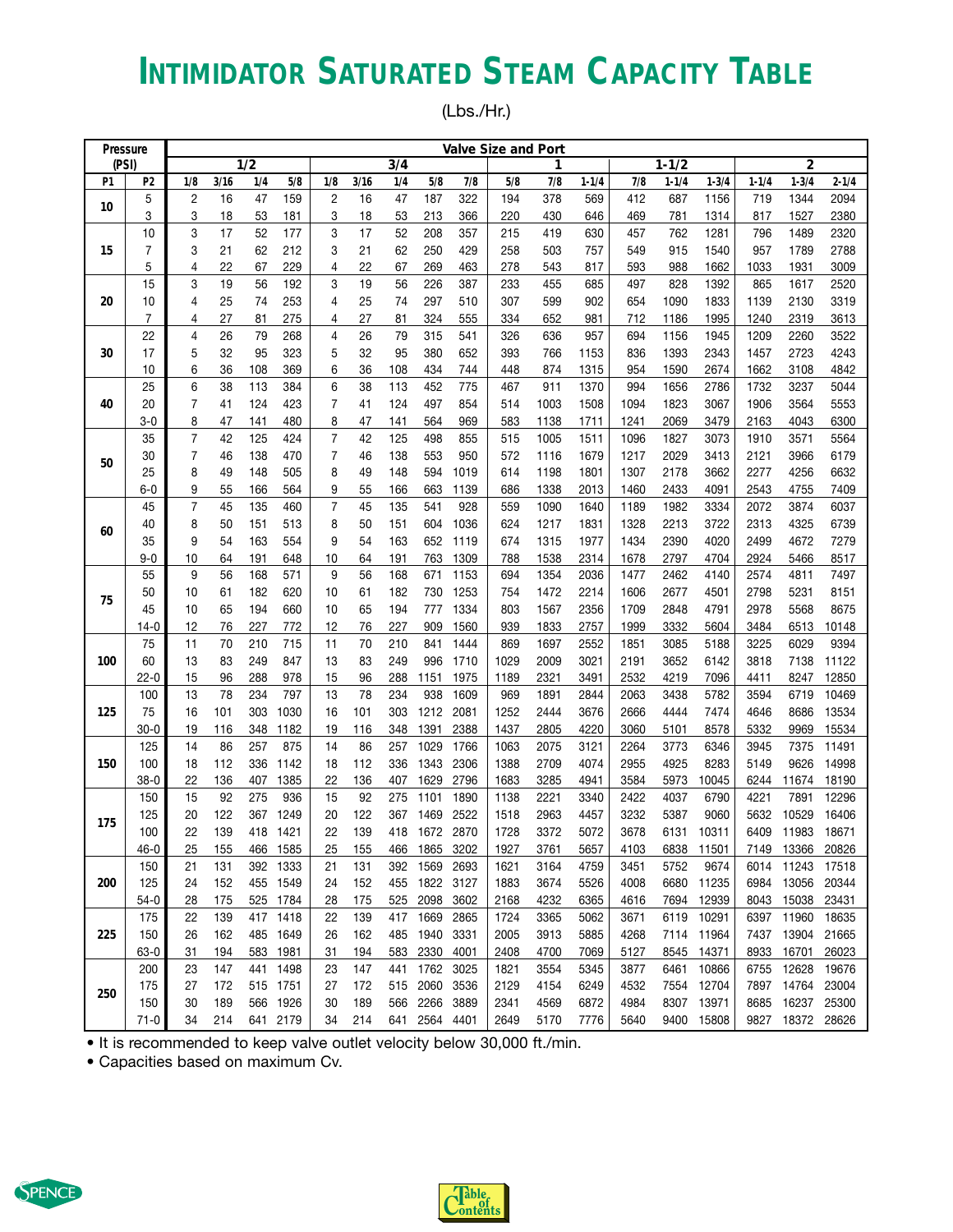# INTIMIDATOR SATURATED STEAM CAPACITY TABLE

(Lbs./Hr.)

| Pressure (PSI) | | Valve Size and Port | | | | | | | | | | | | | | | | | | | |
|---|---|---|---|---|---|---|---|---|---|---|---|---|---|---|---|---|---|---|---|---|---|
| | | 1/2 | | | | 3/4 | | | | | 1 | | | 1-1/2 | | | 2 | | |
| P1 | P2 | 1/8 | 3/16 | 1/4 | 5/8 | 1/8 | 3/16 | 1/4 | 5/8 | 7/8 | 5/8 | 7/8 | 1-1/4 | 7/8 | 1-1/4 | 1-3/4 | 1-1/4 | 1-3/4 | 2-1/4 |
| 10 | 5 | 2 | 16 | 47 | 159 | 2 | 16 | 47 | 187 | 322 | 194 | 378 | 569 | 412 | 687 | 1156 | 719 | 1344 | 2094 |
| | 3 | 3 | 18 | 53 | 181 | 3 | 18 | 53 | 213 | 366 | 220 | 430 | 646 | 469 | 781 | 1314 | 817 | 1527 | 2380 |
| 15 | 10 | 3 | 17 | 52 | 177 | 3 | 17 | 52 | 208 | 357 | 215 | 419 | 630 | 457 | 762 | 1281 | 796 | 1489 | 2320 |
| | 7 | 3 | 21 | 62 | 212 | 3 | 21 | 62 | 250 | 429 | 258 | 503 | 757 | 549 | 915 | 1540 | 957 | 1789 | 2788 |
| | 5 | 4 | 22 | 67 | 229 | 4 | 22 | 67 | 269 | 463 | 278 | 543 | 817 | 593 | 988 | 1662 | 1033 | 1931 | 3009 |
| 20 | 15 | 3 | 19 | 56 | 192 | 3 | 19 | 56 | 226 | 387 | 233 | 455 | 685 | 497 | 828 | 1392 | 865 | 1617 | 2520 |
| | 10 | 4 | 25 | 74 | 253 | 4 | 25 | 74 | 297 | 510 | 307 | 599 | 902 | 654 | 1090 | 1833 | 1139 | 2130 | 3319 |
| | 7 | 4 | 27 | 81 | 275 | 4 | 27 | 81 | 324 | 555 | 334 | 652 | 981 | 712 | 1186 | 1995 | 1240 | 2319 | 3613 |
| 30 | 22 | 4 | 26 | 79 | 268 | 4 | 26 | 79 | 315 | 541 | 326 | 636 | 957 | 694 | 1156 | 1945 | 1209 | 2260 | 3522 |
| | 17 | 5 | 32 | 95 | 323 | 5 | 32 | 95 | 380 | 652 | 393 | 766 | 1153 | 836 | 1393 | 2343 | 1457 | 2723 | 4243 |
| | 10 | 6 | 36 | 108 | 369 | 6 | 36 | 108 | 434 | 744 | 448 | 874 | 1315 | 954 | 1590 | 2674 | 1662 | 3108 | 4842 |
| 40 | 25 | 6 | 38 | 113 | 384 | 6 | 38 | 113 | 452 | 775 | 467 | 911 | 1370 | 994 | 1656 | 2786 | 1732 | 3237 | 5044 |
| | 20 | 7 | 41 | 124 | 423 | 7 | 41 | 124 | 497 | 854 | 514 | 1003 | 1508 | 1094 | 1823 | 3067 | 1906 | 3564 | 5553 |
| | 3-0 | 8 | 47 | 141 | 480 | 8 | 47 | 141 | 564 | 969 | 583 | 1138 | 1711 | 1241 | 2069 | 3479 | 2163 | 4043 | 6300 |
| 50 | 35 | 7 | 42 | 125 | 424 | 7 | 42 | 125 | 498 | 855 | 515 | 1005 | 1511 | 1096 | 1827 | 3073 | 1910 | 3571 | 5564 |
| | 30 | 7 | 46 | 138 | 470 | 7 | 46 | 138 | 553 | 950 | 572 | 1116 | 1679 | 1217 | 2029 | 3413 | 2121 | 3966 | 6179 |
| | 25 | 8 | 49 | 148 | 505 | 8 | 49 | 148 | 594 | 1019 | 614 | 1198 | 1801 | 1307 | 2178 | 3662 | 2277 | 4256 | 6632 |
| | 6-0 | 9 | 55 | 166 | 564 | 9 | 55 | 166 | 663 | 1139 | 686 | 1338 | 2013 | 1460 | 2433 | 4091 | 2543 | 4755 | 7409 |
| 60 | 45 | 7 | 45 | 135 | 460 | 7 | 45 | 135 | 541 | 928 | 559 | 1090 | 1640 | 1189 | 1982 | 3334 | 2072 | 3874 | 6037 |
| | 40 | 8 | 50 | 151 | 513 | 8 | 50 | 151 | 604 | 1036 | 624 | 1217 | 1831 | 1328 | 2213 | 3722 | 2313 | 4325 | 6739 |
| | 35 | 9 | 54 | 163 | 554 | 9 | 54 | 163 | 652 | 1119 | 674 | 1315 | 1977 | 1434 | 2390 | 4020 | 2499 | 4672 | 7279 |
| | 9-0 | 10 | 64 | 191 | 648 | 10 | 64 | 191 | 763 | 1309 | 788 | 1538 | 2314 | 1678 | 2797 | 4704 | 2924 | 5466 | 8517 |
| 75 | 55 | 9 | 56 | 168 | 571 | 9 | 56 | 168 | 671 | 1153 | 694 | 1354 | 2036 | 1477 | 2462 | 4140 | 2574 | 4811 | 7497 |
| | 50 | 10 | 61 | 182 | 620 | 10 | 61 | 182 | 730 | 1253 | 754 | 1472 | 2214 | 1606 | 2677 | 4501 | 2798 | 5231 | 8151 |
| | 45 | 10 | 65 | 194 | 660 | 10 | 65 | 194 | 777 | 1334 | 803 | 1567 | 2356 | 1709 | 2848 | 4791 | 2978 | 5568 | 8675 |
| | 14-0 | 12 | 76 | 227 | 772 | 12 | 76 | 227 | 909 | 1560 | 939 | 1833 | 2757 | 1999 | 3332 | 5604 | 3484 | 6513 | 10148 |
| 100 | 75 | 11 | 70 | 210 | 715 | 11 | 70 | 210 | 841 | 1444 | 869 | 1697 | 2552 | 1851 | 3085 | 5188 | 3225 | 6029 | 9394 |
| | 60 | 13 | 83 | 249 | 847 | 13 | 83 | 249 | 996 | 1710 | 1029 | 2009 | 3021 | 2191 | 3652 | 6142 | 3818 | 7138 | 11122 |
| | 22-0 | 15 | 96 | 288 | 978 | 15 | 96 | 288 | 1151 | 1975 | 1189 | 2321 | 3491 | 2532 | 4219 | 7096 | 4411 | 8247 | 12850 |
| 125 | 100 | 13 | 78 | 234 | 797 | 13 | 78 | 234 | 938 | 1609 | 969 | 1891 | 2844 | 2063 | 3438 | 5782 | 3594 | 6719 | 10469 |
| | 75 | 16 | 101 | 303 | 1030 | 16 | 101 | 303 | 1212 | 2081 | 1252 | 2444 | 3676 | 2666 | 4444 | 7474 | 4646 | 8686 | 13534 |
| | 30-0 | 19 | 116 | 348 | 1182 | 19 | 116 | 348 | 1391 | 2388 | 1437 | 2805 | 4220 | 3060 | 5101 | 8578 | 5332 | 9969 | 15534 |
| 150 | 125 | 14 | 86 | 257 | 875 | 14 | 86 | 257 | 1029 | 1766 | 1063 | 2075 | 3121 | 2264 | 3773 | 6346 | 3945 | 7375 | 11491 |
| | 100 | 18 | 112 | 336 | 1142 | 18 | 112 | 336 | 1343 | 2306 | 1388 | 2709 | 4074 | 2955 | 4925 | 8283 | 5149 | 9626 | 14998 |
| | 38-0 | 22 | 136 | 407 | 1385 | 22 | 136 | 407 | 1629 | 2796 | 1683 | 3285 | 4941 | 3584 | 5973 | 10045 | 6244 | 11674 | 18190 |
| 175 | 150 | 15 | 92 | 275 | 936 | 15 | 92 | 275 | 1101 | 1890 | 1138 | 2221 | 3340 | 2422 | 4037 | 6790 | 4221 | 7891 | 12296 |
| | 125 | 20 | 122 | 367 | 1249 | 20 | 122 | 367 | 1469 | 2522 | 1518 | 2963 | 4457 | 3232 | 5387 | 9060 | 5632 | 10529 | 16406 |
| | 100 | 22 | 139 | 418 | 1421 | 22 | 139 | 418 | 1672 | 2870 | 1728 | 3372 | 5072 | 3678 | 6131 | 10311 | 6409 | 11983 | 18671 |
| | 46-0 | 25 | 155 | 466 | 1585 | 25 | 155 | 466 | 1865 | 3202 | 1927 | 3761 | 5657 | 4103 | 6838 | 11501 | 7149 | 13366 | 20826 |
| 200 | 150 | 21 | 131 | 392 | 1333 | 21 | 131 | 392 | 1569 | 2693 | 1621 | 3164 | 4759 | 3451 | 5752 | 9674 | 6014 | 11243 | 17518 |
| | 125 | 24 | 152 | 455 | 1549 | 24 | 152 | 455 | 1822 | 3127 | 1883 | 3674 | 5526 | 4008 | 6680 | 11235 | 6984 | 13056 | 20344 |
| | 54-0 | 28 | 175 | 525 | 1784 | 28 | 175 | 525 | 2098 | 3602 | 2168 | 4232 | 6365 | 4616 | 7694 | 12939 | 8043 | 15038 | 23431 |
| 225 | 175 | 22 | 139 | 417 | 1418 | 22 | 139 | 417 | 1669 | 2865 | 1724 | 3365 | 5062 | 3671 | 6119 | 10291 | 6397 | 11960 | 18635 |
| | 150 | 26 | 162 | 485 | 1649 | 26 | 162 | 485 | 1940 | 3331 | 2005 | 3913 | 5885 | 4268 | 7114 | 11964 | 7437 | 13904 | 21665 |
| | 63-0 | 31 | 194 | 583 | 1981 | 31 | 194 | 583 | 2330 | 4001 | 2408 | 4700 | 7069 | 5127 | 8545 | 14371 | 8933 | 16701 | 26023 |
| 250 | 200 | 23 | 147 | 441 | 1498 | 23 | 147 | 441 | 1762 | 3025 | 1821 | 3554 | 5345 | 3877 | 6461 | 10866 | 6755 | 12628 | 19676 |
| | 175 | 27 | 172 | 515 | 1751 | 27 | 172 | 515 | 2060 | 3536 | 2129 | 4154 | 6249 | 4532 | 7554 | 12704 | 7897 | 14764 | 23004 |
| | 150 | 30 | 189 | 566 | 1926 | 30 | 189 | 566 | 2266 | 3889 | 2341 | 4569 | 6872 | 4984 | 8307 | 13971 | 8685 | 16237 | 25300 |
| | 71-0 | 34 | 214 | 641 | 2179 | 34 | 214 | 641 | 2564 | 4401 | 2649 | 5170 | 7776 | 5640 | 9400 | 15808 | 9827 | 18372 | 28626 |

- It is recommended to keep valve outlet velocity below 30,000 ft./min.
- Capacities based on maximum Cv.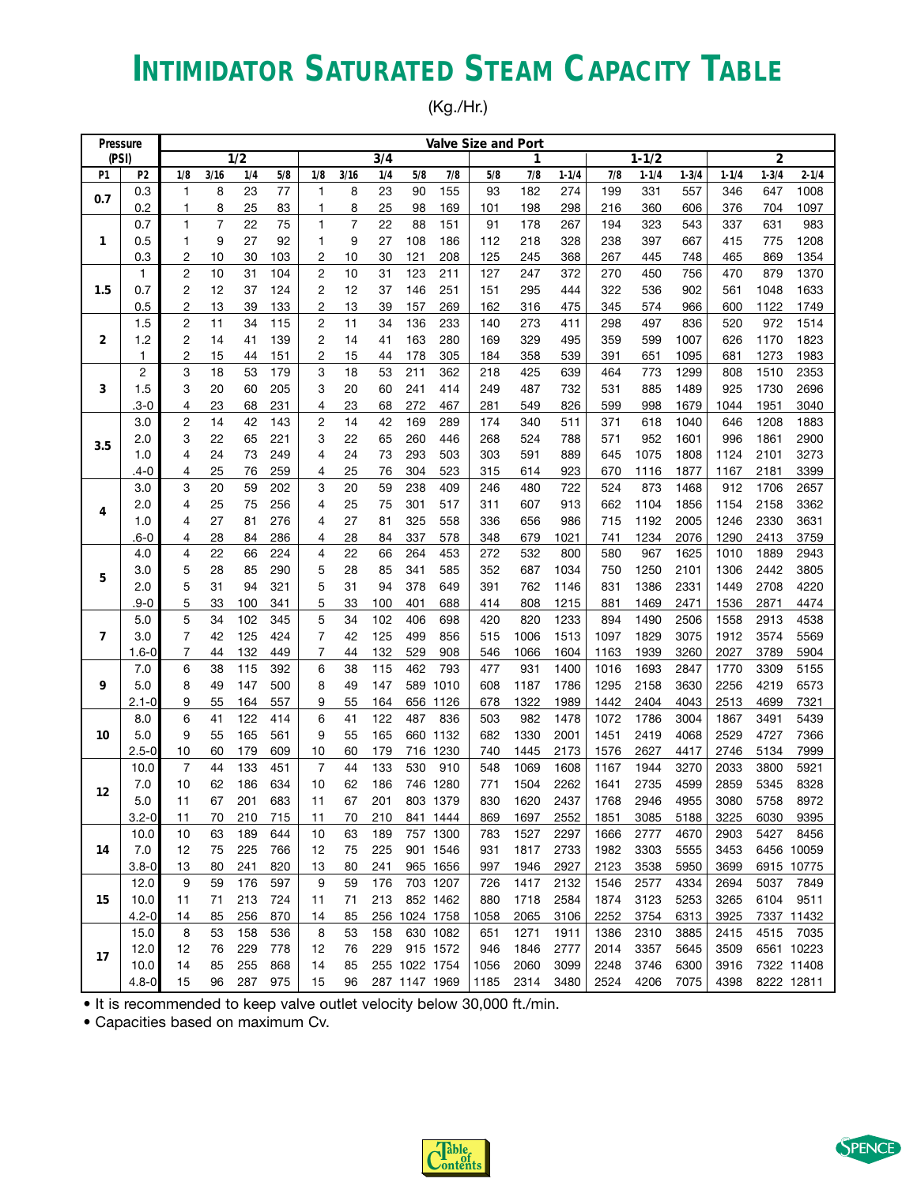# Intimidator Saturated Steam Capacity Table

(Kg./Hr.)

| Pressure (PSI) | | Valve Size and Port | | | | | | | | | | | | | | | | | |
|---|---|---|---|---|---|---|---|---|---|---|---|---|---|---|---|---|---|---|---|
| | | 1/2 | | | | 3/4 | | | | | 1 | | | 1-1/2 | | | 2 | | |
| P1 | P2 | 1/8 | 3/16 | 1/4 | 5/8 | 1/8 | 3/16 | 1/4 | 5/8 | 7/8 | 5/8 | 7/8 | 1-1/4 | 7/8 | 1-1/4 | 1-3/4 | 1-1/4 | 1-3/4 | 2-1/4 |
| 0.7 | 0.3 | 1 | 8 | 23 | 77 | 1 | 8 | 23 | 90 | 155 | 93 | 182 | 274 | 199 | 331 | 557 | 346 | 647 | 1008 |
| | 0.2 | 1 | 8 | 25 | 83 | 1 | 8 | 25 | 98 | 169 | 101 | 198 | 298 | 216 | 360 | 606 | 376 | 704 | 1097 |
| 1 | 0.7 | 1 | 7 | 22 | 75 | 1 | 7 | 22 | 88 | 151 | 91 | 178 | 267 | 194 | 323 | 543 | 337 | 631 | 983 |
| | 0.5 | 1 | 9 | 27 | 92 | 1 | 9 | 27 | 108 | 186 | 112 | 218 | 328 | 238 | 397 | 667 | 415 | 775 | 1208 |
| | 0.3 | 2 | 10 | 30 | 103 | 2 | 10 | 30 | 121 | 208 | 125 | 245 | 368 | 267 | 445 | 748 | 465 | 869 | 1354 |
| 1.5 | 1 | 2 | 10 | 31 | 104 | 2 | 10 | 31 | 123 | 211 | 127 | 247 | 372 | 270 | 450 | 756 | 470 | 879 | 1370 |
| | 0.7 | 2 | 12 | 37 | 124 | 2 | 12 | 37 | 146 | 251 | 151 | 295 | 444 | 322 | 536 | 902 | 561 | 1048 | 1633 |
| | 0.5 | 2 | 13 | 39 | 133 | 2 | 13 | 39 | 157 | 269 | 162 | 316 | 475 | 345 | 574 | 966 | 600 | 1122 | 1749 |
| 2 | 1.5 | 2 | 11 | 34 | 115 | 2 | 11 | 34 | 136 | 233 | 140 | 273 | 411 | 298 | 497 | 836 | 520 | 972 | 1514 |
| | 1.2 | 2 | 14 | 41 | 139 | 2 | 14 | 41 | 163 | 280 | 169 | 329 | 495 | 359 | 599 | 1007 | 626 | 1170 | 1823 |
| | 1 | 2 | 15 | 44 | 151 | 2 | 15 | 44 | 178 | 305 | 184 | 358 | 539 | 391 | 651 | 1095 | 681 | 1273 | 1983 |
| 3 | 2 | 3 | 18 | 53 | 179 | 3 | 18 | 53 | 211 | 362 | 218 | 425 | 639 | 464 | 773 | 1299 | 808 | 1510 | 2353 |
| | 1.5 | 3 | 20 | 60 | 205 | 3 | 20 | 60 | 241 | 414 | 249 | 487 | 732 | 531 | 885 | 1489 | 925 | 1730 | 2696 |
| | .3-0 | 4 | 23 | 68 | 231 | 4 | 23 | 68 | 272 | 467 | 281 | 549 | 826 | 599 | 998 | 1679 | 1044 | 1951 | 3040 |
| 3.5 | 3.0 | 2 | 14 | 42 | 143 | 2 | 14 | 42 | 169 | 289 | 174 | 340 | 511 | 371 | 618 | 1040 | 646 | 1208 | 1883 |
| | 2.0 | 3 | 22 | 65 | 221 | 3 | 22 | 65 | 260 | 446 | 268 | 524 | 788 | 571 | 952 | 1601 | 996 | 1861 | 2900 |
| | 1.0 | 4 | 24 | 73 | 249 | 4 | 24 | 73 | 293 | 503 | 303 | 591 | 889 | 645 | 1075 | 1808 | 1124 | 2101 | 3273 |
| | .4-0 | 4 | 25 | 76 | 259 | 4 | 25 | 76 | 304 | 523 | 315 | 614 | 923 | 670 | 1116 | 1877 | 1167 | 2181 | 3399 |
| 4 | 3.0 | 3 | 20 | 59 | 202 | 3 | 20 | 59 | 238 | 409 | 246 | 480 | 722 | 524 | 873 | 1468 | 912 | 1706 | 2657 |
| | 2.0 | 4 | 25 | 75 | 256 | 4 | 25 | 75 | 301 | 517 | 311 | 607 | 913 | 662 | 1104 | 1856 | 1154 | 2158 | 3362 |
| | 1.0 | 4 | 27 | 81 | 276 | 4 | 27 | 81 | 325 | 558 | 336 | 656 | 986 | 715 | 1192 | 2005 | 1246 | 2330 | 3631 |
| | .6-0 | 4 | 28 | 84 | 286 | 4 | 28 | 84 | 337 | 578 | 348 | 679 | 1021 | 741 | 1234 | 2076 | 1290 | 2413 | 3759 |
| 5 | 4.0 | 4 | 22 | 66 | 224 | 4 | 22 | 66 | 264 | 453 | 272 | 532 | 800 | 580 | 967 | 1625 | 1010 | 1889 | 2943 |
| | 3.0 | 5 | 28 | 85 | 290 | 5 | 28 | 85 | 341 | 585 | 352 | 687 | 1034 | 750 | 1250 | 2101 | 1306 | 2442 | 3805 |
| | 2.0 | 5 | 31 | 94 | 321 | 5 | 31 | 94 | 378 | 649 | 391 | 762 | 1146 | 831 | 1386 | 2331 | 1449 | 2708 | 4220 |
| | .9-0 | 5 | 33 | 100 | 341 | 5 | 33 | 100 | 401 | 688 | 414 | 808 | 1215 | 881 | 1469 | 2471 | 1536 | 2871 | 4474 |
| 7 | 5.0 | 5 | 34 | 102 | 345 | 5 | 34 | 102 | 406 | 698 | 420 | 820 | 1233 | 894 | 1490 | 2506 | 1558 | 2913 | 4538 |
| | 3.0 | 7 | 42 | 125 | 424 | 7 | 42 | 125 | 499 | 856 | 515 | 1006 | 1513 | 1097 | 1829 | 3075 | 1912 | 3574 | 5569 |
| | 1.6-0 | 7 | 44 | 132 | 449 | 7 | 44 | 132 | 529 | 908 | 546 | 1066 | 1604 | 1163 | 1939 | 3260 | 2027 | 3789 | 5904 |
| 9 | 7.0 | 6 | 38 | 115 | 392 | 6 | 38 | 115 | 462 | 793 | 477 | 931 | 1400 | 1016 | 1693 | 2847 | 1770 | 3309 | 5155 |
| | 5.0 | 8 | 49 | 147 | 500 | 8 | 49 | 147 | 589 | 1010 | 608 | 1187 | 1786 | 1295 | 2158 | 3630 | 2256 | 4219 | 6573 |
| | 2.1-0 | 9 | 55 | 164 | 557 | 9 | 55 | 164 | 656 | 1126 | 678 | 1322 | 1989 | 1442 | 2404 | 4043 | 2513 | 4699 | 7321 |
| 10 | 8.0 | 6 | 41 | 122 | 414 | 6 | 41 | 122 | 487 | 836 | 503 | 982 | 1478 | 1072 | 1786 | 3004 | 1867 | 3491 | 5439 |
| | 5.0 | 9 | 55 | 165 | 561 | 9 | 55 | 165 | 660 | 1132 | 682 | 1330 | 2001 | 1451 | 2419 | 4068 | 2529 | 4727 | 7366 |
| | 2.5-0 | 10 | 60 | 179 | 609 | 10 | 60 | 179 | 716 | 1230 | 740 | 1445 | 2173 | 1576 | 2627 | 4417 | 2746 | 5134 | 7999 |
| 12 | 10.0 | 7 | 44 | 133 | 451 | 7 | 44 | 133 | 530 | 910 | 548 | 1069 | 1608 | 1167 | 1944 | 3270 | 2033 | 3800 | 5921 |
| | 7.0 | 10 | 62 | 186 | 634 | 10 | 62 | 186 | 746 | 1280 | 771 | 1504 | 2262 | 1641 | 2735 | 4599 | 2859 | 5345 | 8328 |
| | 5.0 | 11 | 67 | 201 | 683 | 11 | 67 | 201 | 803 | 1379 | 830 | 1620 | 2437 | 1768 | 2946 | 4955 | 3080 | 5758 | 8972 |
| | 3.2-0 | 11 | 70 | 210 | 715 | 11 | 70 | 210 | 841 | 1444 | 869 | 1697 | 2552 | 1851 | 3085 | 5188 | 3225 | 6030 | 9395 |
| 14 | 10.0 | 10 | 63 | 189 | 644 | 10 | 63 | 189 | 757 | 1300 | 783 | 1527 | 2297 | 1666 | 2777 | 4670 | 2903 | 5427 | 8456 |
| | 7.0 | 12 | 75 | 225 | 766 | 12 | 75 | 225 | 901 | 1546 | 931 | 1817 | 2733 | 1982 | 3303 | 5555 | 3453 | 6456 | 10059 |
| | 3.8-0 | 13 | 80 | 241 | 820 | 13 | 80 | 241 | 965 | 1656 | 997 | 1946 | 2927 | 2123 | 3538 | 5950 | 3699 | 6915 | 10775 |
| 15 | 12.0 | 9 | 59 | 176 | 597 | 9 | 59 | 176 | 703 | 1207 | 726 | 1417 | 2132 | 1546 | 2577 | 4334 | 2694 | 5037 | 7849 |
| | 10.0 | 11 | 71 | 213 | 724 | 11 | 71 | 213 | 852 | 1462 | 880 | 1718 | 2584 | 1874 | 3123 | 5253 | 3265 | 6104 | 9511 |
| | 4.2-0 | 14 | 85 | 256 | 870 | 14 | 85 | 256 | 1024 | 1758 | 1058 | 2065 | 3106 | 2252 | 3754 | 6313 | 3925 | 7337 | 11432 |
| 17 | 15.0 | 8 | 53 | 158 | 536 | 8 | 53 | 158 | 630 | 1082 | 651 | 1271 | 1911 | 1386 | 2310 | 3885 | 2415 | 4515 | 7035 |
| | 12.0 | 12 | 76 | 229 | 778 | 12 | 76 | 229 | 915 | 1572 | 946 | 1846 | 2777 | 2014 | 3357 | 5645 | 3509 | 6561 | 10223 |
| | 10.0 | 14 | 85 | 255 | 868 | 14 | 85 | 255 | 1022 | 1754 | 1056 | 2060 | 3099 | 2248 | 3746 | 6300 | 3916 | 7322 | 11408 |
| | 4.8-0 | 15 | 96 | 287 | 975 | 15 | 96 | 287 | 1147 | 1969 | 1185 | 2314 | 3480 | 2524 | 4206 | 7075 | 4398 | 8222 | 12811 |

- It is recommended to keep valve outlet velocity below 30,000 ft./min.
- Capacities based on maximum Cv.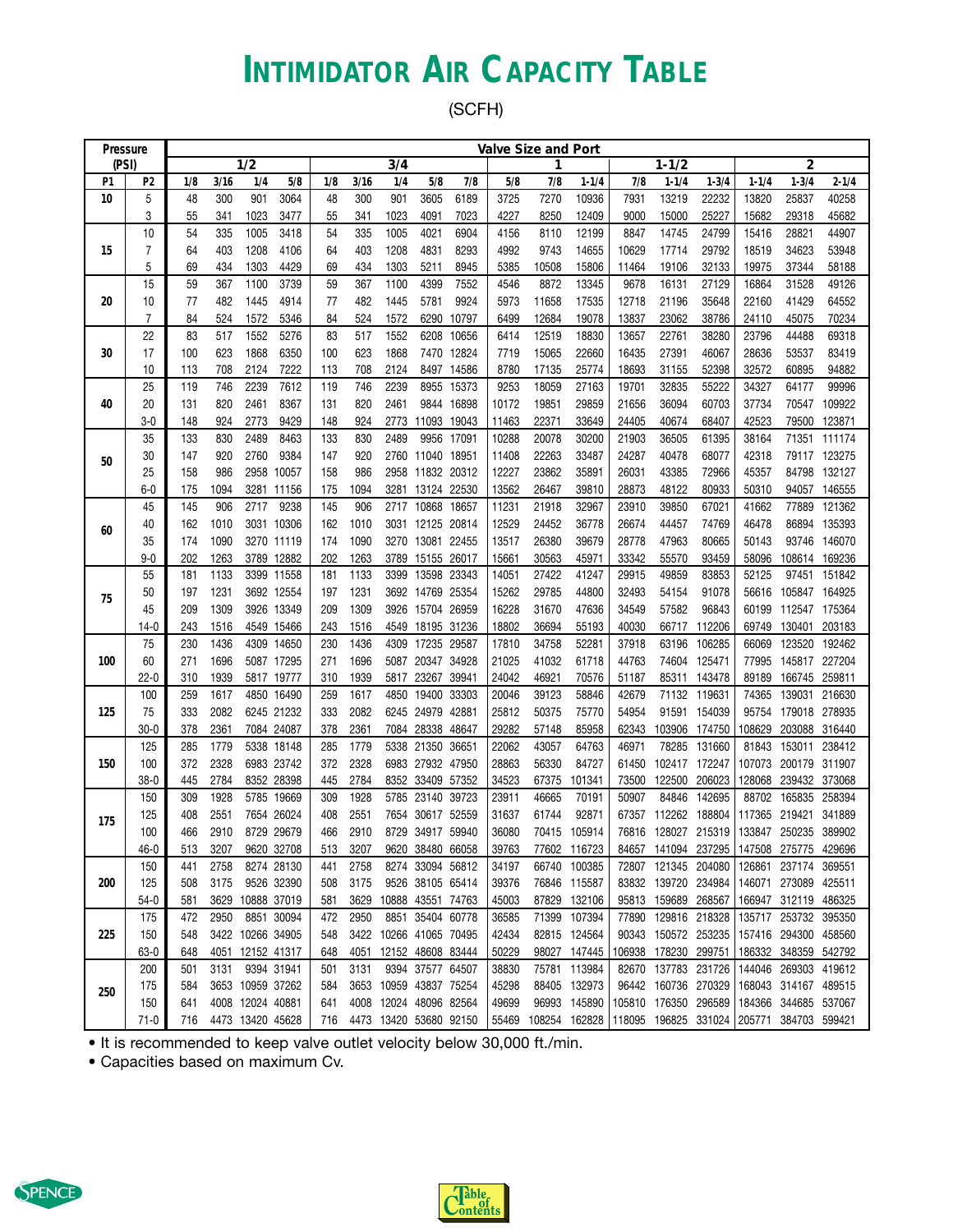# Intimidator Air Capacity Table

(SCFH)

| Pressure (PSI) | | Valve Size and Port | | | | | | | | | | | | | | | | | | | |
|---|---|---|---|---|---|---|---|---|---|---|---|---|---|---|---|---|---|---|---|---|---|
| | | 1/2 | | | | 3/4 | | | | | 1 | | | 1-1/2 | | | 2 | | |
| P1 | P2 | 1/8 | 3/16 | 1/4 | 5/8 | 1/8 | 3/16 | 1/4 | 5/8 | 7/8 | 5/8 | 7/8 | 1-1/4 | 7/8 | 1-1/4 | 1-3/4 | 1-1/4 | 1-3/4 | 2-1/4 |
| 10 | 5 | 48 | 300 | 901 | 3064 | 48 | 300 | 901 | 3605 | 6189 | 3725 | 7270 | 10936 | 7931 | 13219 | 22232 | 13820 | 25837 | 40258 |
| | 3 | 55 | 341 | 1023 | 3477 | 55 | 341 | 1023 | 4091 | 7023 | 4227 | 8250 | 12409 | 9000 | 15000 | 25227 | 15682 | 29318 | 45682 |
| 15 | 10 | 54 | 335 | 1005 | 3418 | 54 | 335 | 1005 | 4021 | 6904 | 4156 | 8110 | 12199 | 8847 | 14745 | 24799 | 15416 | 28821 | 44907 |
| | 7 | 64 | 403 | 1208 | 4106 | 64 | 403 | 1208 | 4831 | 8293 | 4992 | 9743 | 14655 | 10629 | 17714 | 29792 | 18519 | 34623 | 53948 |
| | 5 | 69 | 434 | 1303 | 4429 | 69 | 434 | 1303 | 5211 | 8945 | 5385 | 10508 | 15806 | 11464 | 19106 | 32133 | 19975 | 37344 | 58188 |
| 20 | 15 | 59 | 367 | 1100 | 3739 | 59 | 367 | 1100 | 4399 | 7552 | 4546 | 8872 | 13345 | 9678 | 16131 | 27129 | 16864 | 31528 | 49126 |
| | 10 | 77 | 482 | 1445 | 4914 | 77 | 482 | 1445 | 5781 | 9924 | 5973 | 11658 | 17535 | 12718 | 21196 | 35648 | 22160 | 41429 | 64552 |
| | 7 | 84 | 524 | 1572 | 5346 | 84 | 524 | 1572 | 6290 | 10797 | 6499 | 12684 | 19078 | 13837 | 23062 | 38786 | 24110 | 45075 | 70234 |
| 30 | 22 | 83 | 517 | 1552 | 5276 | 83 | 517 | 1552 | 6208 | 10656 | 6414 | 12519 | 18830 | 13657 | 22761 | 38280 | 23796 | 44488 | 69318 |
| | 17 | 100 | 623 | 1868 | 6350 | 100 | 623 | 1868 | 7470 | 12824 | 7719 | 15065 | 22660 | 16435 | 27391 | 46067 | 28636 | 53537 | 83419 |
| | 10 | 113 | 708 | 2124 | 7222 | 113 | 708 | 2124 | 8497 | 14586 | 8780 | 17135 | 25774 | 18693 | 31155 | 52398 | 32572 | 60895 | 94882 |
| 40 | 25 | 119 | 746 | 2239 | 7612 | 119 | 746 | 2239 | 8955 | 15373 | 9253 | 18059 | 27163 | 19701 | 32835 | 55222 | 34327 | 64177 | 99996 |
| | 20 | 131 | 820 | 2461 | 8367 | 131 | 820 | 2461 | 9844 | 16898 | 10172 | 19851 | 29859 | 21656 | 36094 | 60703 | 37734 | 70547 | 109922 |
| | 3-0 | 148 | 924 | 2773 | 9429 | 148 | 924 | 2773 | 11093 | 19043 | 11463 | 22371 | 33649 | 24405 | 40674 | 68407 | 42523 | 79500 | 123871 |
| 50 | 35 | 133 | 830 | 2489 | 8463 | 133 | 830 | 2489 | 9956 | 17091 | 10288 | 20078 | 30200 | 21903 | 36505 | 61395 | 38164 | 71351 | 111174 |
| | 30 | 147 | 920 | 2760 | 9384 | 147 | 920 | 2760 | 11040 | 18951 | 11408 | 22263 | 33487 | 24287 | 40478 | 68077 | 42318 | 79117 | 123275 |
| | 25 | 158 | 986 | 2958 | 10057 | 158 | 986 | 2958 | 11832 | 20312 | 12227 | 23862 | 35891 | 26031 | 43385 | 72966 | 45357 | 84798 | 132127 |
| | 6-0 | 175 | 1094 | 3281 | 11156 | 175 | 1094 | 3281 | 13124 | 22530 | 13562 | 26467 | 39810 | 28873 | 48122 | 80933 | 50310 | 94057 | 146555 |
| 60 | 45 | 145 | 906 | 2717 | 9238 | 145 | 906 | 2717 | 10868 | 18657 | 11231 | 21918 | 32967 | 23910 | 39850 | 67021 | 41662 | 77889 | 121362 |
| | 40 | 162 | 1010 | 3031 | 10306 | 162 | 1010 | 3031 | 12125 | 20814 | 12529 | 24452 | 36778 | 26674 | 44457 | 74769 | 46478 | 86894 | 135393 |
| | 35 | 174 | 1090 | 3270 | 11119 | 174 | 1090 | 3270 | 13081 | 22455 | 13517 | 26380 | 39679 | 28778 | 47963 | 80665 | 50143 | 93746 | 146070 |
| | 9-0 | 202 | 1263 | 3789 | 12882 | 202 | 1263 | 3789 | 15155 | 26017 | 15661 | 30563 | 45971 | 33342 | 55570 | 93459 | 58096 | 108614 | 169236 |
| 75 | 55 | 181 | 1133 | 3399 | 11558 | 181 | 1133 | 3399 | 13598 | 23343 | 14051 | 27422 | 41247 | 29915 | 49859 | 83853 | 52125 | 97451 | 151842 |
| | 50 | 197 | 1231 | 3692 | 12554 | 197 | 1231 | 3692 | 14769 | 25354 | 15262 | 29785 | 44800 | 32493 | 54154 | 91078 | 56616 | 105847 | 164925 |
| | 45 | 209 | 1309 | 3926 | 13349 | 209 | 1309 | 3926 | 15704 | 26959 | 16228 | 31670 | 47636 | 34549 | 57582 | 96843 | 60199 | 112547 | 175364 |
| | 14-0 | 243 | 1516 | 4549 | 15466 | 243 | 1516 | 4549 | 18195 | 31236 | 18802 | 36694 | 55193 | 40030 | 66717 | 112206 | 69749 | 130401 | 203183 |
| 100 | 75 | 230 | 1436 | 4309 | 14650 | 230 | 1436 | 4309 | 17235 | 29587 | 17810 | 34758 | 52281 | 37918 | 63196 | 106285 | 66069 | 123520 | 192462 |
| | 60 | 271 | 1696 | 5087 | 17295 | 271 | 1696 | 5087 | 20347 | 34928 | 21025 | 41032 | 61718 | 44763 | 74604 | 125471 | 77995 | 145817 | 227204 |
| | 22-0 | 310 | 1939 | 5817 | 19777 | 310 | 1939 | 5817 | 23267 | 39941 | 24042 | 46921 | 70576 | 51187 | 85311 | 143478 | 89189 | 166745 | 259811 |
| 125 | 100 | 259 | 1617 | 4850 | 16490 | 259 | 1617 | 4850 | 19400 | 33303 | 20046 | 39123 | 58846 | 42679 | 71132 | 119631 | 74365 | 139031 | 216630 |
| | 75 | 333 | 2082 | 6245 | 21232 | 333 | 2082 | 6245 | 24979 | 42881 | 25812 | 50375 | 75770 | 54954 | 91591 | 154039 | 95754 | 179018 | 278935 |
| | 30-0 | 378 | 2361 | 7084 | 24087 | 378 | 2361 | 7084 | 28338 | 48647 | 29282 | 57148 | 85958 | 62343 | 103906 | 174750 | 108629 | 203088 | 316440 |
| 150 | 125 | 285 | 1779 | 5338 | 18148 | 285 | 1779 | 5338 | 21350 | 36651 | 22062 | 43057 | 64763 | 46971 | 78285 | 131660 | 81843 | 153011 | 238412 |
| | 100 | 372 | 2328 | 6983 | 23742 | 372 | 2328 | 6983 | 27932 | 47950 | 28863 | 56330 | 84727 | 61450 | 102417 | 172247 | 107073 | 200179 | 311907 |
| | 38-0 | 445 | 2784 | 8352 | 28398 | 445 | 2784 | 8352 | 33409 | 57352 | 34523 | 67375 | 101341 | 73500 | 122500 | 206023 | 128068 | 239432 | 373068 |
| 175 | 150 | 309 | 1928 | 5785 | 19669 | 309 | 1928 | 5785 | 23140 | 39723 | 23911 | 46665 | 70191 | 50907 | 84846 | 142695 | 88702 | 165835 | 258394 |
| | 125 | 408 | 2551 | 7654 | 26024 | 408 | 2551 | 7654 | 30617 | 52559 | 31637 | 61744 | 92871 | 67357 | 112262 | 188804 | 117365 | 219421 | 341889 |
| | 100 | 466 | 2910 | 8729 | 29679 | 466 | 2910 | 8729 | 34917 | 59940 | 36080 | 70415 | 105914 | 76816 | 128027 | 215319 | 133847 | 250235 | 389902 |
| | 46-0 | 513 | 3207 | 9620 | 32708 | 513 | 3207 | 9620 | 38480 | 66058 | 39763 | 77602 | 116723 | 84657 | 141094 | 237295 | 147508 | 275775 | 429696 |
| 200 | 150 | 441 | 2758 | 8274 | 28130 | 441 | 2758 | 8274 | 33094 | 56812 | 34197 | 66740 | 100385 | 72807 | 121345 | 204080 | 126861 | 237174 | 369551 |
| | 125 | 508 | 3175 | 9526 | 32390 | 508 | 3175 | 9526 | 38105 | 65414 | 39376 | 76846 | 115587 | 83832 | 139720 | 234984 | 146071 | 273089 | 425511 |
| | 54-0 | 581 | 3629 | 10888 | 37019 | 581 | 3629 | 10888 | 43551 | 74763 | 45003 | 87829 | 132106 | 95813 | 159689 | 268567 | 166947 | 312119 | 486325 |
| 225 | 175 | 472 | 2950 | 8851 | 30094 | 472 | 2950 | 8851 | 35404 | 60778 | 36585 | 71399 | 107394 | 77890 | 129816 | 218328 | 135717 | 253732 | 395350 |
| | 150 | 548 | 3422 | 10266 | 34905 | 548 | 3422 | 10266 | 41065 | 70495 | 42434 | 82815 | 124564 | 90343 | 150572 | 253235 | 157416 | 294300 | 458560 |
| | 63-0 | 648 | 4051 | 12152 | 41317 | 648 | 4051 | 12152 | 48608 | 83444 | 50229 | 98027 | 147445 | 106938 | 178230 | 299751 | 186332 | 348359 | 542792 |
| 250 | 200 | 501 | 3131 | 9394 | 31941 | 501 | 3131 | 9394 | 37577 | 64507 | 38830 | 75781 | 113984 | 82670 | 137783 | 231726 | 144046 | 269303 | 419612 |
| | 175 | 584 | 3653 | 10959 | 37262 | 584 | 3653 | 10959 | 43837 | 75254 | 45298 | 88405 | 132973 | 96442 | 160736 | 270329 | 168043 | 314167 | 489515 |
| | 150 | 641 | 4008 | 12024 | 40881 | 641 | 4008 | 12024 | 48096 | 82564 | 49699 | 96993 | 145890 | 105810 | 176350 | 296589 | 184366 | 344685 | 537067 |
| | 71-0 | 716 | 4473 | 13420 | 45628 | 716 | 4473 | 13420 | 53680 | 92150 | 55469 | 108254 | 162828 | 118095 | 196825 | 331024 | 205771 | 384703 | 599421 |

- It is recommended to keep valve outlet velocity below 30,000 ft./min.
- Capacities based on maximum Cv.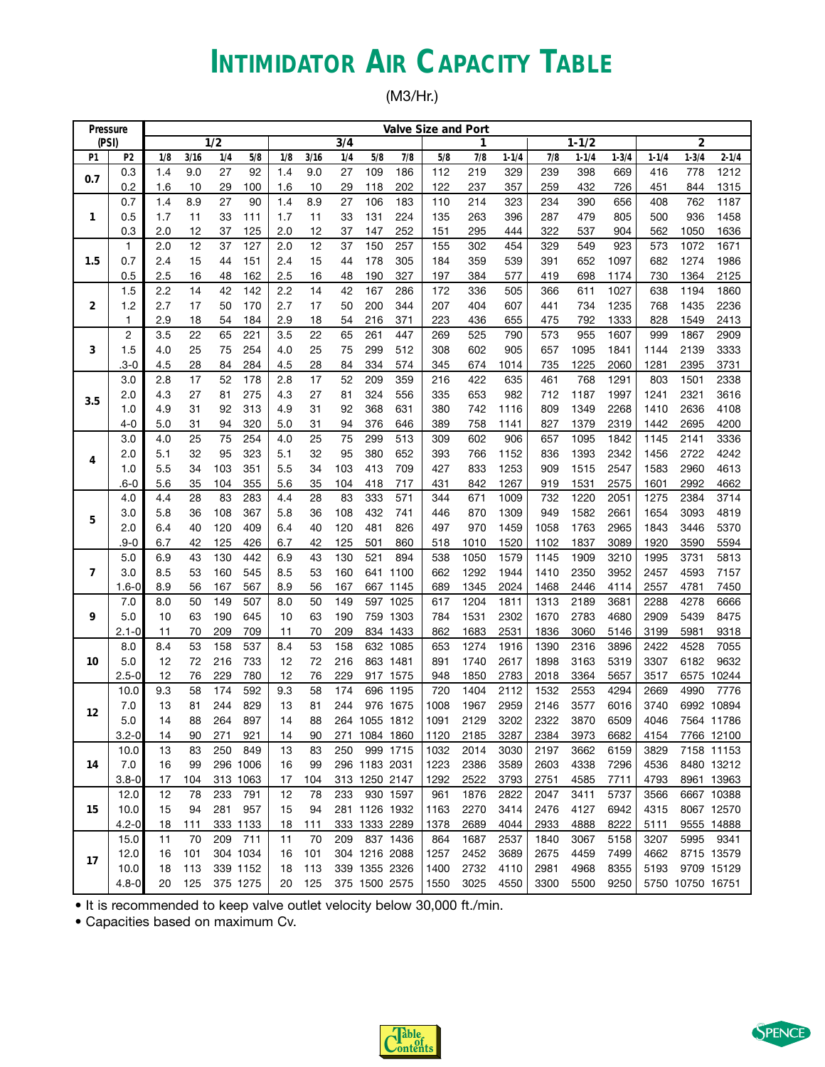# Intimidator Air Capacity Table

(M3/Hr.)

| Pressure (PSI) | | Valve Size and Port | | | | | | | | | | | | | | | | | | |
|---|---|---|---|---|---|---|---|---|---|---|---|---|---|---|---|---|---|---|---|---|
| | | 1/2 | | | | 3/4 | | | | | 1 | | | 1-1/2 | | | 2 | | | |
| P1 | P2 | 1/8 | 3/16 | 1/4 | 5/8 | 1/8 | 3/16 | 1/4 | 5/8 | 7/8 | 5/8 | 7/8 | 1-1/4 | 7/8 | 1-1/4 | 1-3/4 | 1-1/4 | 1-3/4 | 2-1/4 |
| 0.7 | 0.3 | 1.4 | 9.0 | 27 | 92 | 1.4 | 9.0 | 27 | 109 | 186 | 112 | 219 | 329 | 239 | 398 | 669 | 416 | 778 | 1212 |
| | 0.2 | 1.6 | 10 | 29 | 100 | 1.6 | 10 | 29 | 118 | 202 | 122 | 237 | 357 | 259 | 432 | 726 | 451 | 844 | 1315 |
| 1 | 0.7 | 1.4 | 8.9 | 27 | 90 | 1.4 | 8.9 | 27 | 106 | 183 | 110 | 214 | 323 | 234 | 390 | 656 | 408 | 762 | 1187 |
| | 0.5 | 1.7 | 11 | 33 | 111 | 1.7 | 11 | 33 | 131 | 224 | 135 | 263 | 396 | 287 | 479 | 805 | 500 | 936 | 1458 |
| | 0.3 | 2.0 | 12 | 37 | 125 | 2.0 | 12 | 37 | 147 | 252 | 151 | 295 | 444 | 322 | 537 | 904 | 562 | 1050 | 1636 |
| 1.5 | 1 | 2.0 | 12 | 37 | 127 | 2.0 | 12 | 37 | 150 | 257 | 155 | 302 | 454 | 329 | 549 | 923 | 573 | 1072 | 1671 |
| | 0.7 | 2.4 | 15 | 44 | 151 | 2.4 | 15 | 44 | 178 | 305 | 184 | 359 | 539 | 391 | 652 | 1097 | 682 | 1274 | 1986 |
| | 0.5 | 2.5 | 16 | 48 | 162 | 2.5 | 16 | 48 | 190 | 327 | 197 | 384 | 577 | 419 | 698 | 1174 | 730 | 1364 | 2125 |
| 2 | 1.5 | 2.2 | 14 | 42 | 142 | 2.2 | 14 | 42 | 167 | 286 | 172 | 336 | 505 | 366 | 611 | 1027 | 638 | 1194 | 1860 |
| | 1.2 | 2.7 | 17 | 50 | 170 | 2.7 | 17 | 50 | 200 | 344 | 207 | 404 | 607 | 441 | 734 | 1235 | 768 | 1435 | 2236 |
| | 1 | 2.9 | 18 | 54 | 184 | 2.9 | 18 | 54 | 216 | 371 | 223 | 436 | 655 | 475 | 792 | 1333 | 828 | 1549 | 2413 |
| 3 | 2 | 3.5 | 22 | 65 | 221 | 3.5 | 22 | 65 | 261 | 447 | 269 | 525 | 790 | 573 | 955 | 1607 | 999 | 1867 | 2909 |
| | 1.5 | 4.0 | 25 | 75 | 254 | 4.0 | 25 | 75 | 299 | 512 | 308 | 602 | 905 | 657 | 1095 | 1841 | 1144 | 2139 | 3333 |
| | .3-0 | 4.5 | 28 | 84 | 284 | 4.5 | 28 | 84 | 334 | 574 | 345 | 674 | 1014 | 735 | 1225 | 2060 | 1281 | 2395 | 3731 |
| 3.5 | 3.0 | 2.8 | 17 | 52 | 178 | 2.8 | 17 | 52 | 209 | 359 | 216 | 422 | 635 | 461 | 768 | 1291 | 803 | 1501 | 2338 |
| | 2.0 | 4.3 | 27 | 81 | 275 | 4.3 | 27 | 81 | 324 | 556 | 335 | 653 | 982 | 712 | 1187 | 1997 | 1241 | 2321 | 3616 |
| | 1.0 | 4.9 | 31 | 92 | 313 | 4.9 | 31 | 92 | 368 | 631 | 380 | 742 | 1116 | 809 | 1349 | 2268 | 1410 | 2636 | 4108 |
| | 4-0 | 5.0 | 31 | 94 | 320 | 5.0 | 31 | 94 | 376 | 646 | 389 | 758 | 1141 | 827 | 1379 | 2319 | 1442 | 2695 | 4200 |
| 4 | 3.0 | 4.0 | 25 | 75 | 254 | 4.0 | 25 | 75 | 299 | 513 | 309 | 602 | 906 | 657 | 1095 | 1842 | 1145 | 2141 | 3336 |
| | 2.0 | 5.1 | 32 | 95 | 323 | 5.1 | 32 | 95 | 380 | 652 | 393 | 766 | 1152 | 836 | 1393 | 2342 | 1456 | 2722 | 4242 |
| | 1.0 | 5.5 | 34 | 103 | 351 | 5.5 | 34 | 103 | 413 | 709 | 427 | 833 | 1253 | 909 | 1515 | 2547 | 1583 | 2960 | 4613 |
| | .6-0 | 5.6 | 35 | 104 | 355 | 5.6 | 35 | 104 | 418 | 717 | 431 | 842 | 1267 | 919 | 1531 | 2575 | 1601 | 2992 | 4662 |
| 5 | 4.0 | 4.4 | 28 | 83 | 283 | 4.4 | 28 | 83 | 333 | 571 | 344 | 671 | 1009 | 732 | 1220 | 2051 | 1275 | 2384 | 3714 |
| | 3.0 | 5.8 | 36 | 108 | 367 | 5.8 | 36 | 108 | 432 | 741 | 446 | 870 | 1309 | 949 | 1582 | 2661 | 1654 | 3093 | 4819 |
| | 2.0 | 6.4 | 40 | 120 | 409 | 6.4 | 40 | 120 | 481 | 826 | 497 | 970 | 1459 | 1058 | 1763 | 2965 | 1843 | 3446 | 5370 |
| | .9-0 | 6.7 | 42 | 125 | 426 | 6.7 | 42 | 125 | 501 | 860 | 518 | 1010 | 1520 | 1102 | 1837 | 3089 | 1920 | 3590 | 5594 |
| 7 | 5.0 | 6.9 | 43 | 130 | 442 | 6.9 | 43 | 130 | 521 | 894 | 538 | 1050 | 1579 | 1145 | 1909 | 3210 | 1995 | 3731 | 5813 |
| | 3.0 | 8.5 | 53 | 160 | 545 | 8.5 | 53 | 160 | 641 | 1100 | 662 | 1292 | 1944 | 1410 | 2350 | 3952 | 2457 | 4593 | 7157 |
| | 1.6-0 | 8.9 | 56 | 167 | 567 | 8.9 | 56 | 167 | 667 | 1145 | 689 | 1345 | 2024 | 1468 | 2446 | 4114 | 2557 | 4781 | 7450 |
| 9 | 7.0 | 8.0 | 50 | 149 | 507 | 8.0 | 50 | 149 | 597 | 1025 | 617 | 1204 | 1811 | 1313 | 2189 | 3681 | 2288 | 4278 | 6666 |
| | 5.0 | 10 | 63 | 190 | 645 | 10 | 63 | 190 | 759 | 1303 | 784 | 1531 | 2302 | 1670 | 2783 | 4680 | 2909 | 5439 | 8475 |
| | 2.1-0 | 11 | 70 | 209 | 709 | 11 | 70 | 209 | 834 | 1433 | 862 | 1683 | 2531 | 1836 | 3060 | 5146 | 3199 | 5981 | 9318 |
| 10 | 8.0 | 8.4 | 53 | 158 | 537 | 8.4 | 53 | 158 | 632 | 1085 | 653 | 1274 | 1916 | 1390 | 2316 | 3896 | 2422 | 4528 | 7055 |
| | 5.0 | 12 | 72 | 216 | 733 | 12 | 72 | 216 | 863 | 1481 | 891 | 1740 | 2617 | 1898 | 3163 | 5319 | 3307 | 6182 | 9632 |
| | 2.5-0 | 12 | 76 | 229 | 780 | 12 | 76 | 229 | 917 | 1575 | 948 | 1850 | 2783 | 2018 | 3364 | 5657 | 3517 | 6575 | 10244 |
| 12 | 10.0 | 9.3 | 58 | 174 | 592 | 9.3 | 58 | 174 | 696 | 1195 | 720 | 1404 | 2112 | 1532 | 2553 | 4294 | 2669 | 4990 | 7776 |
| | 7.0 | 13 | 81 | 244 | 829 | 13 | 81 | 244 | 976 | 1675 | 1008 | 1967 | 2959 | 2146 | 3577 | 6016 | 3740 | 6992 | 10894 |
| | 5.0 | 14 | 88 | 264 | 897 | 14 | 88 | 264 | 1055 | 1812 | 1091 | 2129 | 3202 | 2322 | 3870 | 6509 | 4046 | 7564 | 11786 |
| | 3.2-0 | 14 | 90 | 271 | 921 | 14 | 90 | 271 | 1084 | 1860 | 1120 | 2185 | 3287 | 2384 | 3973 | 6682 | 4154 | 7766 | 12100 |
| 14 | 10.0 | 13 | 83 | 250 | 849 | 13 | 83 | 250 | 999 | 1715 | 1032 | 2014 | 3030 | 2197 | 3662 | 6159 | 3829 | 7158 | 11153 |
| | 7.0 | 16 | 99 | 296 | 1006 | 16 | 99 | 296 | 1183 | 2031 | 1223 | 2386 | 3589 | 2603 | 4338 | 7296 | 4536 | 8480 | 13212 |
| | 3.8-0 | 17 | 104 | 313 | 1063 | 17 | 104 | 313 | 1250 | 2147 | 1292 | 2522 | 3793 | 2751 | 4585 | 7711 | 4793 | 8961 | 13963 |
| 15 | 12.0 | 12 | 78 | 233 | 791 | 12 | 78 | 233 | 930 | 1597 | 961 | 1876 | 2822 | 2047 | 3411 | 5737 | 3566 | 6667 | 10388 |
| | 10.0 | 15 | 94 | 281 | 957 | 15 | 94 | 281 | 1126 | 1932 | 1163 | 2270 | 3414 | 2476 | 4127 | 6942 | 4315 | 8067 | 12570 |
| | 4.2-0 | 18 | 111 | 333 | 1133 | 18 | 111 | 333 | 1333 | 2289 | 1378 | 2689 | 4044 | 2933 | 4888 | 8222 | 5111 | 9555 | 14888 |
| 17 | 15.0 | 11 | 70 | 209 | 711 | 11 | 70 | 209 | 837 | 1436 | 864 | 1687 | 2537 | 1840 | 3067 | 5158 | 3207 | 5995 | 9341 |
| | 12.0 | 16 | 101 | 304 | 1034 | 16 | 101 | 304 | 1216 | 2088 | 1257 | 2452 | 3689 | 2675 | 4459 | 7499 | 4662 | 8715 | 13579 |
| | 10.0 | 18 | 113 | 339 | 1152 | 18 | 113 | 339 | 1355 | 2326 | 1400 | 2732 | 4110 | 2981 | 4968 | 8355 | 5193 | 9709 | 15129 |
| | 4.8-0 | 20 | 125 | 375 | 1275 | 20 | 125 | 375 | 1500 | 2575 | 1550 | 3025 | 4550 | 3300 | 5500 | 9250 | 5750 | 10750 | 16751 |

- It is recommended to keep valve outlet velocity below 30,000 ft./min.
- Capacities based on maximum Cv.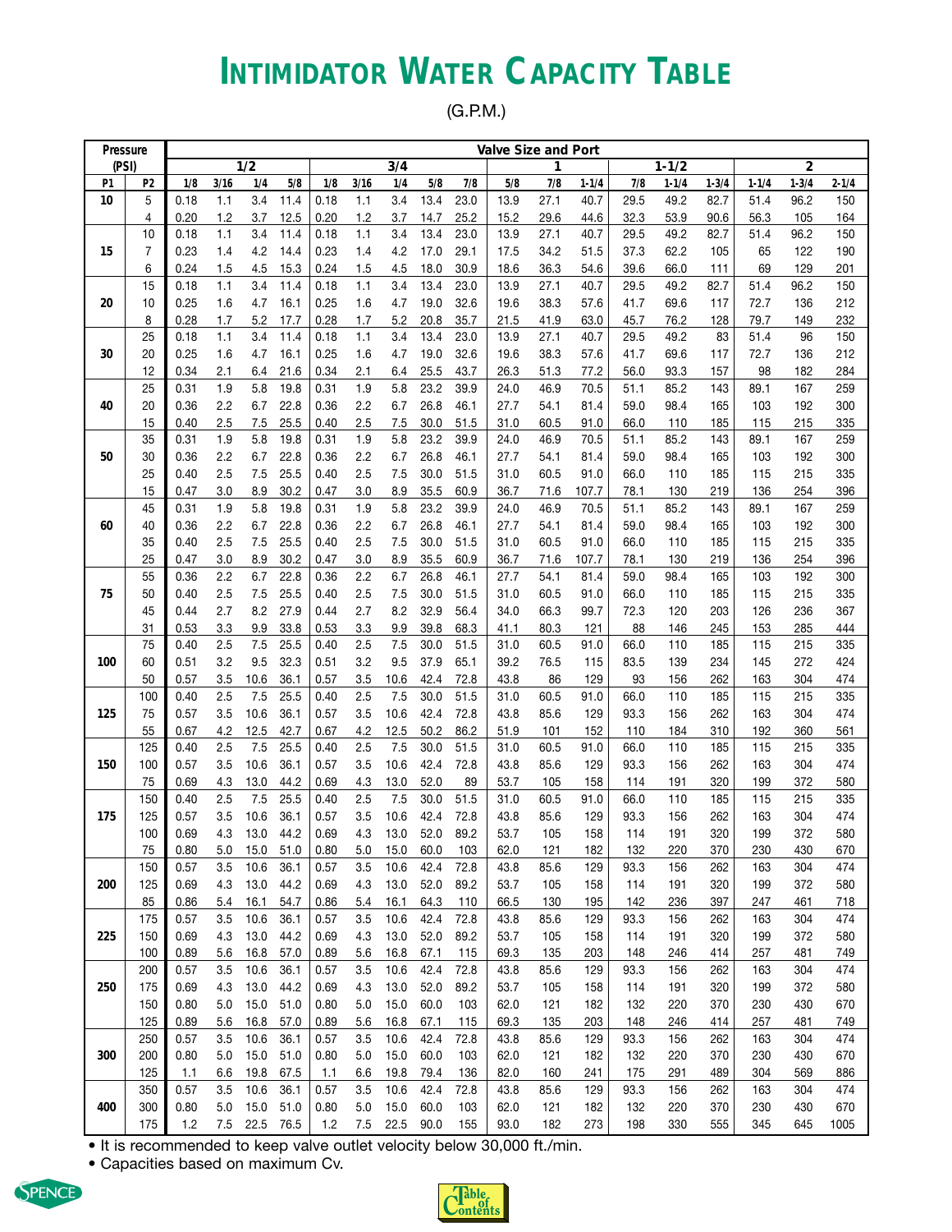# INTIMIDATOR WATER CAPACITY TABLE

(G.P.M.)

| Pressure (PSI) | | Valve Size and Port | | | | | | | | | | | | | | | | | | |
|---|---|---|---|---|---|---|---|---|---|---|---|---|---|---|---|---|---|---|---|---|
| | | 1/2 | | | | 3/4 | | | | | 1 | | | 1-1/2 | | | 2 | | |
| P1 | P2 | 1/8 | 3/16 | 1/4 | 5/8 | 1/8 | 3/16 | 1/4 | 5/8 | 7/8 | 5/8 | 7/8 | 1-1/4 | 7/8 | 1-1/4 | 1-3/4 | 1-1/4 | 1-3/4 | 2-1/4 |
| 10 | 5 | 0.18 | 1.1 | 3.4 | 11.4 | 0.18 | 1.1 | 3.4 | 13.4 | 23.0 | 13.9 | 27.1 | 40.7 | 29.5 | 49.2 | 82.7 | 51.4 | 96.2 | 150 |
| | 4 | 0.20 | 1.2 | 3.7 | 12.5 | 0.20 | 1.2 | 3.7 | 14.7 | 25.2 | 15.2 | 29.6 | 44.6 | 32.3 | 53.9 | 90.6 | 56.3 | 105 | 164 |
| 15 | 10 | 0.18 | 1.1 | 3.4 | 11.4 | 0.18 | 1.1 | 3.4 | 13.4 | 23.0 | 13.9 | 27.1 | 40.7 | 29.5 | 49.2 | 82.7 | 51.4 | 96.2 | 150 |
| | 7 | 0.23 | 1.4 | 4.2 | 14.4 | 0.23 | 1.4 | 4.2 | 17.0 | 29.1 | 17.5 | 34.2 | 51.5 | 37.3 | 62.2 | 105 | 65 | 122 | 190 |
| | 6 | 0.24 | 1.5 | 4.5 | 15.3 | 0.24 | 1.5 | 4.5 | 18.0 | 30.9 | 18.6 | 36.3 | 54.6 | 39.6 | 66.0 | 111 | 69 | 129 | 201 |
| 20 | 15 | 0.18 | 1.1 | 3.4 | 11.4 | 0.18 | 1.1 | 3.4 | 13.4 | 23.0 | 13.9 | 27.1 | 40.7 | 29.5 | 49.2 | 82.7 | 51.4 | 96.2 | 150 |
| | 10 | 0.25 | 1.6 | 4.7 | 16.1 | 0.25 | 1.6 | 4.7 | 19.0 | 32.6 | 19.6 | 38.3 | 57.6 | 41.7 | 69.6 | 117 | 72.7 | 136 | 212 |
| | 8 | 0.28 | 1.7 | 5.2 | 17.7 | 0.28 | 1.7 | 5.2 | 20.8 | 35.7 | 21.5 | 41.9 | 63.0 | 45.7 | 76.2 | 128 | 79.7 | 149 | 232 |
| 30 | 25 | 0.18 | 1.1 | 3.4 | 11.4 | 0.18 | 1.1 | 3.4 | 13.4 | 23.0 | 13.9 | 27.1 | 40.7 | 29.5 | 49.2 | 83 | 51.4 | 96 | 150 |
| | 20 | 0.25 | 1.6 | 4.7 | 16.1 | 0.25 | 1.6 | 4.7 | 19.0 | 32.6 | 19.6 | 38.3 | 57.6 | 41.7 | 69.6 | 117 | 72.7 | 136 | 212 |
| | 12 | 0.34 | 2.1 | 6.4 | 21.6 | 0.34 | 2.1 | 6.4 | 25.5 | 43.7 | 26.3 | 51.3 | 77.2 | 56.0 | 93.3 | 157 | 98 | 182 | 284 |
| 40 | 25 | 0.31 | 1.9 | 5.8 | 19.8 | 0.31 | 1.9 | 5.8 | 23.2 | 39.9 | 24.0 | 46.9 | 70.5 | 51.1 | 85.2 | 143 | 89.1 | 167 | 259 |
| | 20 | 0.36 | 2.2 | 6.7 | 22.8 | 0.36 | 2.2 | 6.7 | 26.8 | 46.1 | 27.7 | 54.1 | 81.4 | 59.0 | 98.4 | 165 | 103 | 192 | 300 |
| | 15 | 0.40 | 2.5 | 7.5 | 25.5 | 0.40 | 2.5 | 7.5 | 30.0 | 51.5 | 31.0 | 60.5 | 91.0 | 66.0 | 110 | 185 | 115 | 215 | 335 |
| 50 | 35 | 0.31 | 1.9 | 5.8 | 19.8 | 0.31 | 1.9 | 5.8 | 23.2 | 39.9 | 24.0 | 46.9 | 70.5 | 51.1 | 85.2 | 143 | 89.1 | 167 | 259 |
| | 30 | 0.36 | 2.2 | 6.7 | 22.8 | 0.36 | 2.2 | 6.7 | 26.8 | 46.1 | 27.7 | 54.1 | 81.4 | 59.0 | 98.4 | 165 | 103 | 192 | 300 |
| | 25 | 0.40 | 2.5 | 7.5 | 25.5 | 0.40 | 2.5 | 7.5 | 30.0 | 51.5 | 31.0 | 60.5 | 91.0 | 66.0 | 110 | 185 | 115 | 215 | 335 |
| | 15 | 0.47 | 3.0 | 8.9 | 30.2 | 0.47 | 3.0 | 8.9 | 35.5 | 60.9 | 36.7 | 71.6 | 107.7 | 78.1 | 130 | 219 | 136 | 254 | 396 |
| 60 | 45 | 0.31 | 1.9 | 5.8 | 19.8 | 0.31 | 1.9 | 5.8 | 23.2 | 39.9 | 24.0 | 46.9 | 70.5 | 51.1 | 85.2 | 143 | 89.1 | 167 | 259 |
| | 40 | 0.36 | 2.2 | 6.7 | 22.8 | 0.36 | 2.2 | 6.7 | 26.8 | 46.1 | 27.7 | 54.1 | 81.4 | 59.0 | 98.4 | 165 | 103 | 192 | 300 |
| | 35 | 0.40 | 2.5 | 7.5 | 25.5 | 0.40 | 2.5 | 7.5 | 30.0 | 51.5 | 31.0 | 60.5 | 91.0 | 66.0 | 110 | 185 | 115 | 215 | 335 |
| | 25 | 0.47 | 3.0 | 8.9 | 30.2 | 0.47 | 3.0 | 8.9 | 35.5 | 60.9 | 36.7 | 71.6 | 107.7 | 78.1 | 130 | 219 | 136 | 254 | 396 |
| 75 | 55 | 0.36 | 2.2 | 6.7 | 22.8 | 0.36 | 2.2 | 6.7 | 26.8 | 46.1 | 27.7 | 54.1 | 81.4 | 59.0 | 98.4 | 165 | 103 | 192 | 300 |
| | 50 | 0.40 | 2.5 | 7.5 | 25.5 | 0.40 | 2.5 | 7.5 | 30.0 | 51.5 | 31.0 | 60.5 | 91.0 | 66.0 | 110 | 185 | 115 | 215 | 335 |
| | 45 | 0.44 | 2.7 | 8.2 | 27.9 | 0.44 | 2.7 | 8.2 | 32.9 | 56.4 | 34.0 | 66.3 | 99.7 | 72.3 | 120 | 203 | 126 | 236 | 367 |
| | 31 | 0.53 | 3.3 | 9.9 | 33.8 | 0.53 | 3.3 | 9.9 | 39.8 | 68.3 | 41.1 | 80.3 | 121 | 88 | 146 | 245 | 153 | 285 | 444 |
| 100 | 75 | 0.40 | 2.5 | 7.5 | 25.5 | 0.40 | 2.5 | 7.5 | 30.0 | 51.5 | 31.0 | 60.5 | 91.0 | 66.0 | 110 | 185 | 115 | 215 | 335 |
| | 60 | 0.51 | 3.2 | 9.5 | 32.3 | 0.51 | 3.2 | 9.5 | 37.9 | 65.1 | 39.2 | 76.5 | 115 | 83.5 | 139 | 234 | 145 | 272 | 424 |
| | 50 | 0.57 | 3.5 | 10.6 | 36.1 | 0.57 | 3.5 | 10.6 | 42.4 | 72.8 | 43.8 | 86 | 129 | 93 | 156 | 262 | 163 | 304 | 474 |
| 125 | 100 | 0.40 | 2.5 | 7.5 | 25.5 | 0.40 | 2.5 | 7.5 | 30.0 | 51.5 | 31.0 | 60.5 | 91.0 | 66.0 | 110 | 185 | 115 | 215 | 335 |
| | 75 | 0.57 | 3.5 | 10.6 | 36.1 | 0.57 | 3.5 | 10.6 | 42.4 | 72.8 | 43.8 | 85.6 | 129 | 93.3 | 156 | 262 | 163 | 304 | 474 |
| | 55 | 0.67 | 4.2 | 12.5 | 42.7 | 0.67 | 4.2 | 12.5 | 50.2 | 86.2 | 51.9 | 101 | 152 | 110 | 184 | 310 | 192 | 360 | 561 |
| 150 | 125 | 0.40 | 2.5 | 7.5 | 25.5 | 0.40 | 2.5 | 7.5 | 30.0 | 51.5 | 31.0 | 60.5 | 91.0 | 66.0 | 110 | 185 | 115 | 215 | 335 |
| | 100 | 0.57 | 3.5 | 10.6 | 36.1 | 0.57 | 3.5 | 10.6 | 42.4 | 72.8 | 43.8 | 85.6 | 129 | 93.3 | 156 | 262 | 163 | 304 | 474 |
| | 75 | 0.69 | 4.3 | 13.0 | 44.2 | 0.69 | 4.3 | 13.0 | 52.0 | 89 | 53.7 | 105 | 158 | 114 | 191 | 320 | 199 | 372 | 580 |
| 175 | 150 | 0.40 | 2.5 | 7.5 | 25.5 | 0.40 | 2.5 | 7.5 | 30.0 | 51.5 | 31.0 | 60.5 | 91.0 | 66.0 | 110 | 185 | 115 | 215 | 335 |
| | 125 | 0.57 | 3.5 | 10.6 | 36.1 | 0.57 | 3.5 | 10.6 | 42.4 | 72.8 | 43.8 | 85.6 | 129 | 93.3 | 156 | 262 | 163 | 304 | 474 |
| | 100 | 0.69 | 4.3 | 13.0 | 44.2 | 0.69 | 4.3 | 13.0 | 52.0 | 89.2 | 53.7 | 105 | 158 | 114 | 191 | 320 | 199 | 372 | 580 |
| | 75 | 0.80 | 5.0 | 15.0 | 51.0 | 0.80 | 5.0 | 15.0 | 60.0 | 103 | 62.0 | 121 | 182 | 132 | 220 | 370 | 230 | 430 | 670 |
| 200 | 150 | 0.57 | 3.5 | 10.6 | 36.1 | 0.57 | 3.5 | 10.6 | 42.4 | 72.8 | 43.8 | 85.6 | 129 | 93.3 | 156 | 262 | 163 | 304 | 474 |
| | 125 | 0.69 | 4.3 | 13.0 | 44.2 | 0.69 | 4.3 | 13.0 | 52.0 | 89.2 | 53.7 | 105 | 158 | 114 | 191 | 320 | 199 | 372 | 580 |
| | 85 | 0.86 | 5.4 | 16.1 | 54.7 | 0.86 | 5.4 | 16.1 | 64.3 | 110 | 66.5 | 130 | 195 | 142 | 236 | 397 | 247 | 461 | 718 |
| 225 | 175 | 0.57 | 3.5 | 10.6 | 36.1 | 0.57 | 3.5 | 10.6 | 42.4 | 72.8 | 43.8 | 85.6 | 129 | 93.3 | 156 | 262 | 163 | 304 | 474 |
| | 150 | 0.69 | 4.3 | 13.0 | 44.2 | 0.69 | 4.3 | 13.0 | 52.0 | 89.2 | 53.7 | 105 | 158 | 114 | 191 | 320 | 199 | 372 | 580 |
| | 100 | 0.89 | 5.6 | 16.8 | 57.0 | 0.89 | 5.6 | 16.8 | 67.1 | 115 | 69.3 | 135 | 203 | 148 | 246 | 414 | 257 | 481 | 749 |
| 250 | 200 | 0.57 | 3.5 | 10.6 | 36.1 | 0.57 | 3.5 | 10.6 | 42.4 | 72.8 | 43.8 | 85.6 | 129 | 93.3 | 156 | 262 | 163 | 304 | 474 |
| | 175 | 0.69 | 4.3 | 13.0 | 44.2 | 0.69 | 4.3 | 13.0 | 52.0 | 89.2 | 53.7 | 105 | 158 | 114 | 191 | 320 | 199 | 372 | 580 |
| | 150 | 0.80 | 5.0 | 15.0 | 51.0 | 0.80 | 5.0 | 15.0 | 60.0 | 103 | 62.0 | 121 | 182 | 132 | 220 | 370 | 230 | 430 | 670 |
| | 125 | 0.89 | 5.6 | 16.8 | 57.0 | 0.89 | 5.6 | 16.8 | 67.1 | 115 | 69.3 | 135 | 203 | 148 | 246 | 414 | 257 | 481 | 749 |
| 300 | 250 | 0.57 | 3.5 | 10.6 | 36.1 | 0.57 | 3.5 | 10.6 | 42.4 | 72.8 | 43.8 | 85.6 | 129 | 93.3 | 156 | 262 | 163 | 304 | 474 |
| | 200 | 0.80 | 5.0 | 15.0 | 51.0 | 0.80 | 5.0 | 15.0 | 60.0 | 103 | 62.0 | 121 | 182 | 132 | 220 | 370 | 230 | 430 | 670 |
| | 125 | 1.1 | 6.6 | 19.8 | 67.5 | 1.1 | 6.6 | 19.8 | 79.4 | 136 | 82.0 | 160 | 241 | 175 | 291 | 489 | 304 | 569 | 886 |
| 400 | 350 | 0.57 | 3.5 | 10.6 | 36.1 | 0.57 | 3.5 | 10.6 | 42.4 | 72.8 | 43.8 | 85.6 | 129 | 93.3 | 156 | 262 | 163 | 304 | 474 |
| | 300 | 0.80 | 5.0 | 15.0 | 51.0 | 0.80 | 5.0 | 15.0 | 60.0 | 103 | 62.0 | 121 | 182 | 132 | 220 | 370 | 230 | 430 | 670 |
| | 175 | 1.2 | 7.5 | 22.5 | 76.5 | 1.2 | 7.5 | 22.5 | 90.0 | 155 | 93.0 | 182 | 273 | 198 | 330 | 555 | 345 | 645 | 1005 |

- It is recommended to keep valve outlet velocity below 30,000 ft./min.
- Capacities based on maximum Cv.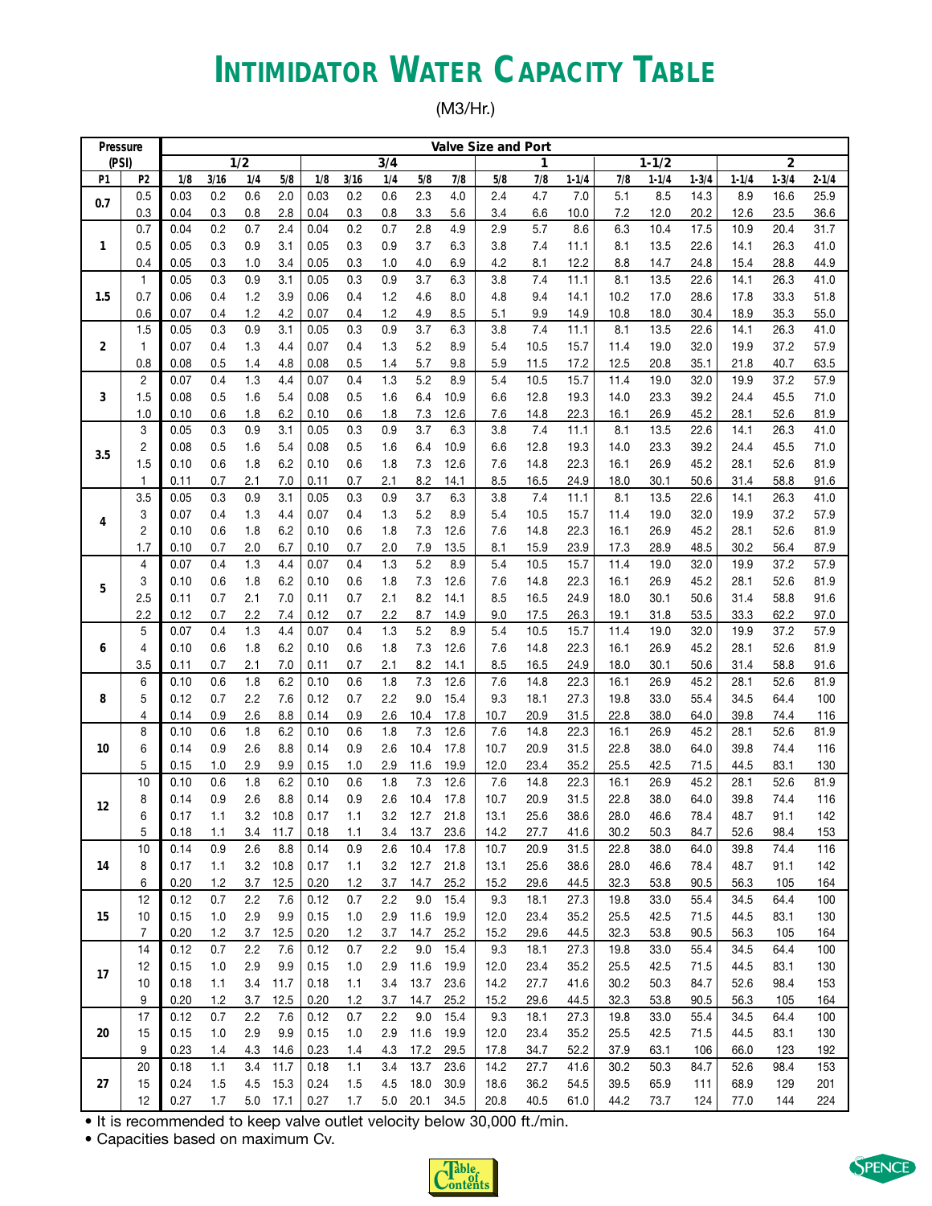# Intimidator Water Capacity Table

(M3/Hr.)

| Pressure (PSI) | | Valve Size and Port | | | | | | | | | | | | | | | | | |
|---|---|---|---|---|---|---|---|---|---|---|---|---|---|---|---|---|---|---|---|
| | | 1/2 | | | | 3/4 | | | | | 1 | | | 1-1/2 | | | 2 | | |
| P1 | P2 | 1/8 | 3/16 | 1/4 | 5/8 | 1/8 | 3/16 | 1/4 | 5/8 | 7/8 | 5/8 | 7/8 | 1-1/4 | 7/8 | 1-1/4 | 1-3/4 | 1-1/4 | 1-3/4 | 2-1/4 |
| 0.7 | 0.5 | 0.03 | 0.2 | 0.6 | 2.0 | 0.03 | 0.2 | 0.6 | 2.3 | 4.0 | 2.4 | 4.7 | 7.0 | 5.1 | 8.5 | 14.3 | 8.9 | 16.6 | 25.9 |
| | 0.3 | 0.04 | 0.3 | 0.8 | 2.8 | 0.04 | 0.3 | 0.8 | 3.3 | 5.6 | 3.4 | 6.6 | 10.0 | 7.2 | 12.0 | 20.2 | 12.6 | 23.5 | 36.6 |
| 1 | 0.7 | 0.04 | 0.2 | 0.7 | 2.4 | 0.04 | 0.2 | 0.7 | 2.8 | 4.9 | 2.9 | 5.7 | 8.6 | 6.3 | 10.4 | 17.5 | 10.9 | 20.4 | 31.7 |
| | 0.5 | 0.05 | 0.3 | 0.9 | 3.1 | 0.05 | 0.3 | 0.9 | 3.7 | 6.3 | 3.8 | 7.4 | 11.1 | 8.1 | 13.5 | 22.6 | 14.1 | 26.3 | 41.0 |
| | 0.4 | 0.05 | 0.3 | 1.0 | 3.4 | 0.05 | 0.3 | 1.0 | 4.0 | 6.9 | 4.2 | 8.1 | 12.2 | 8.8 | 14.7 | 24.8 | 15.4 | 28.8 | 44.9 |
| 1.5 | 1 | 0.05 | 0.3 | 0.9 | 3.1 | 0.05 | 0.3 | 0.9 | 3.7 | 6.3 | 3.8 | 7.4 | 11.1 | 8.1 | 13.5 | 22.6 | 14.1 | 26.3 | 41.0 |
| | 0.7 | 0.06 | 0.4 | 1.2 | 3.9 | 0.06 | 0.4 | 1.2 | 4.6 | 8.0 | 4.8 | 9.4 | 14.1 | 10.2 | 17.0 | 28.6 | 17.8 | 33.3 | 51.8 |
| | 0.6 | 0.07 | 0.4 | 1.2 | 4.2 | 0.07 | 0.4 | 1.2 | 4.9 | 8.5 | 5.1 | 9.9 | 14.9 | 10.8 | 18.0 | 30.4 | 18.9 | 35.3 | 55.0 |
| 2 | 1.5 | 0.05 | 0.3 | 0.9 | 3.1 | 0.05 | 0.3 | 0.9 | 3.7 | 6.3 | 3.8 | 7.4 | 11.1 | 8.1 | 13.5 | 22.6 | 14.1 | 26.3 | 41.0 |
| | 1 | 0.07 | 0.4 | 1.3 | 4.4 | 0.07 | 0.4 | 1.3 | 5.2 | 8.9 | 5.4 | 10.5 | 15.7 | 11.4 | 19.0 | 32.0 | 19.9 | 37.2 | 57.9 |
| | 0.8 | 0.08 | 0.5 | 1.4 | 4.8 | 0.08 | 0.5 | 1.4 | 5.7 | 9.8 | 5.9 | 11.5 | 17.2 | 12.5 | 20.8 | 35.1 | 21.8 | 40.7 | 63.5 |
| 3 | 2 | 0.07 | 0.4 | 1.3 | 4.4 | 0.07 | 0.4 | 1.3 | 5.2 | 8.9 | 5.4 | 10.5 | 15.7 | 11.4 | 19.0 | 32.0 | 19.9 | 37.2 | 57.9 |
| | 1.5 | 0.08 | 0.5 | 1.6 | 5.4 | 0.08 | 0.5 | 1.6 | 6.4 | 10.9 | 6.6 | 12.8 | 19.3 | 14.0 | 23.3 | 39.2 | 24.4 | 45.5 | 71.0 |
| | 1.0 | 0.10 | 0.6 | 1.8 | 6.2 | 0.10 | 0.6 | 1.8 | 7.3 | 12.6 | 7.6 | 14.8 | 22.3 | 16.1 | 26.9 | 45.2 | 28.1 | 52.6 | 81.9 |
| 3.5 | 3 | 0.05 | 0.3 | 0.9 | 3.1 | 0.05 | 0.3 | 0.9 | 3.7 | 6.3 | 3.8 | 7.4 | 11.1 | 8.1 | 13.5 | 22.6 | 14.1 | 26.3 | 41.0 |
| | 2 | 0.08 | 0.5 | 1.6 | 5.4 | 0.08 | 0.5 | 1.6 | 6.4 | 10.9 | 6.6 | 12.8 | 19.3 | 14.0 | 23.3 | 39.2 | 24.4 | 45.5 | 71.0 |
| | 1.5 | 0.10 | 0.6 | 1.8 | 6.2 | 0.10 | 0.6 | 1.8 | 7.3 | 12.6 | 7.6 | 14.8 | 22.3 | 16.1 | 26.9 | 45.2 | 28.1 | 52.6 | 81.9 |
| | 1 | 0.11 | 0.7 | 2.1 | 7.0 | 0.11 | 0.7 | 2.1 | 8.2 | 14.1 | 8.5 | 16.5 | 24.9 | 18.0 | 30.1 | 50.6 | 31.4 | 58.8 | 91.6 |
| 4 | 3.5 | 0.05 | 0.3 | 0.9 | 3.1 | 0.05 | 0.3 | 0.9 | 3.7 | 6.3 | 3.8 | 7.4 | 11.1 | 8.1 | 13.5 | 22.6 | 14.1 | 26.3 | 41.0 |
| | 3 | 0.07 | 0.4 | 1.3 | 4.4 | 0.07 | 0.4 | 1.3 | 5.2 | 8.9 | 5.4 | 10.5 | 15.7 | 11.4 | 19.0 | 32.0 | 19.9 | 37.2 | 57.9 |
| | 2 | 0.10 | 0.6 | 1.8 | 6.2 | 0.10 | 0.6 | 1.8 | 7.3 | 12.6 | 7.6 | 14.8 | 22.3 | 16.1 | 26.9 | 45.2 | 28.1 | 52.6 | 81.9 |
| | 1.7 | 0.10 | 0.7 | 2.0 | 6.7 | 0.10 | 0.7 | 2.0 | 7.9 | 13.5 | 8.1 | 15.9 | 23.9 | 17.3 | 28.9 | 48.5 | 30.2 | 56.4 | 87.9 |
| 5 | 4 | 0.07 | 0.4 | 1.3 | 4.4 | 0.07 | 0.4 | 1.3 | 5.2 | 8.9 | 5.4 | 10.5 | 15.7 | 11.4 | 19.0 | 32.0 | 19.9 | 37.2 | 57.9 |
| | 3 | 0.10 | 0.6 | 1.8 | 6.2 | 0.10 | 0.6 | 1.8 | 7.3 | 12.6 | 7.6 | 14.8 | 22.3 | 16.1 | 26.9 | 45.2 | 28.1 | 52.6 | 81.9 |
| | 2.5 | 0.11 | 0.7 | 2.1 | 7.0 | 0.11 | 0.7 | 2.1 | 8.2 | 14.1 | 8.5 | 16.5 | 24.9 | 18.0 | 30.1 | 50.6 | 31.4 | 58.8 | 91.6 |
| | 2.2 | 0.12 | 0.7 | 2.2 | 7.4 | 0.12 | 0.7 | 2.2 | 8.7 | 14.9 | 9.0 | 17.5 | 26.3 | 19.1 | 31.8 | 53.5 | 33.3 | 62.2 | 97.0 |
| 6 | 5 | 0.07 | 0.4 | 1.3 | 4.4 | 0.07 | 0.4 | 1.3 | 5.2 | 8.9 | 5.4 | 10.5 | 15.7 | 11.4 | 19.0 | 32.0 | 19.9 | 37.2 | 57.9 |
| | 4 | 0.10 | 0.6 | 1.8 | 6.2 | 0.10 | 0.6 | 1.8 | 7.3 | 12.6 | 7.6 | 14.8 | 22.3 | 16.1 | 26.9 | 45.2 | 28.1 | 52.6 | 81.9 |
| | 3.5 | 0.11 | 0.7 | 2.1 | 7.0 | 0.11 | 0.7 | 2.1 | 8.2 | 14.1 | 8.5 | 16.5 | 24.9 | 18.0 | 30.1 | 50.6 | 31.4 | 58.8 | 91.6 |
| 8 | 6 | 0.10 | 0.6 | 1.8 | 6.2 | 0.10 | 0.6 | 1.8 | 7.3 | 12.6 | 7.6 | 14.8 | 22.3 | 16.1 | 26.9 | 45.2 | 28.1 | 52.6 | 81.9 |
| | 5 | 0.12 | 0.7 | 2.2 | 7.6 | 0.12 | 0.7 | 2.2 | 9.0 | 15.4 | 9.3 | 18.1 | 27.3 | 19.8 | 33.0 | 55.4 | 34.5 | 64.4 | 100 |
| | 4 | 0.14 | 0.9 | 2.6 | 8.8 | 0.14 | 0.9 | 2.6 | 10.4 | 17.8 | 10.7 | 20.9 | 31.5 | 22.8 | 38.0 | 64.0 | 39.8 | 74.4 | 116 |
| 10 | 8 | 0.10 | 0.6 | 1.8 | 6.2 | 0.10 | 0.6 | 1.8 | 7.3 | 12.6 | 7.6 | 14.8 | 22.3 | 16.1 | 26.9 | 45.2 | 28.1 | 52.6 | 81.9 |
| | 6 | 0.14 | 0.9 | 2.6 | 8.8 | 0.14 | 0.9 | 2.6 | 10.4 | 17.8 | 10.7 | 20.9 | 31.5 | 22.8 | 38.0 | 64.0 | 39.8 | 74.4 | 116 |
| | 5 | 0.15 | 1.0 | 2.9 | 9.9 | 0.15 | 1.0 | 2.9 | 11.6 | 19.9 | 12.0 | 23.4 | 35.2 | 25.5 | 42.5 | 71.5 | 44.5 | 83.1 | 130 |
| 12 | 10 | 0.10 | 0.6 | 1.8 | 6.2 | 0.10 | 0.6 | 1.8 | 7.3 | 12.6 | 7.6 | 14.8 | 22.3 | 16.1 | 26.9 | 45.2 | 28.1 | 52.6 | 81.9 |
| | 8 | 0.14 | 0.9 | 2.6 | 8.8 | 0.14 | 0.9 | 2.6 | 10.4 | 17.8 | 10.7 | 20.9 | 31.5 | 22.8 | 38.0 | 64.0 | 39.8 | 74.4 | 116 |
| | 6 | 0.17 | 1.1 | 3.2 | 10.8 | 0.17 | 1.1 | 3.2 | 12.7 | 21.8 | 13.1 | 25.6 | 38.6 | 28.0 | 46.6 | 78.4 | 48.7 | 91.1 | 142 |
| | 5 | 0.18 | 1.1 | 3.4 | 11.7 | 0.18 | 1.1 | 3.4 | 13.7 | 23.6 | 14.2 | 27.7 | 41.6 | 30.2 | 50.3 | 84.7 | 52.6 | 98.4 | 153 |
| 14 | 10 | 0.14 | 0.9 | 2.6 | 8.8 | 0.14 | 0.9 | 2.6 | 10.4 | 17.8 | 10.7 | 20.9 | 31.5 | 22.8 | 38.0 | 64.0 | 39.8 | 74.4 | 116 |
| | 8 | 0.17 | 1.1 | 3.2 | 10.8 | 0.17 | 1.1 | 3.2 | 12.7 | 21.8 | 13.1 | 25.6 | 38.6 | 28.0 | 46.6 | 78.4 | 48.7 | 91.1 | 142 |
| | 6 | 0.20 | 1.2 | 3.7 | 12.5 | 0.20 | 1.2 | 3.7 | 14.7 | 25.2 | 15.2 | 29.6 | 44.5 | 32.3 | 53.8 | 90.5 | 56.3 | 105 | 164 |
| 15 | 12 | 0.12 | 0.7 | 2.2 | 7.6 | 0.12 | 0.7 | 2.2 | 9.0 | 15.4 | 9.3 | 18.1 | 27.3 | 19.8 | 33.0 | 55.4 | 34.5 | 64.4 | 100 |
| | 10 | 0.15 | 1.0 | 2.9 | 9.9 | 0.15 | 1.0 | 2.9 | 11.6 | 19.9 | 12.0 | 23.4 | 35.2 | 25.5 | 42.5 | 71.5 | 44.5 | 83.1 | 130 |
| | 7 | 0.20 | 1.2 | 3.7 | 12.5 | 0.20 | 1.2 | 3.7 | 14.7 | 25.2 | 15.2 | 29.6 | 44.5 | 32.3 | 53.8 | 90.5 | 56.3 | 105 | 164 |
| 17 | 14 | 0.12 | 0.7 | 2.2 | 7.6 | 0.12 | 0.7 | 2.2 | 9.0 | 15.4 | 9.3 | 18.1 | 27.3 | 19.8 | 33.0 | 55.4 | 34.5 | 64.4 | 100 |
| | 12 | 0.15 | 1.0 | 2.9 | 9.9 | 0.15 | 1.0 | 2.9 | 11.6 | 19.9 | 12.0 | 23.4 | 35.2 | 25.5 | 42.5 | 71.5 | 44.5 | 83.1 | 130 |
| | 10 | 0.18 | 1.1 | 3.4 | 11.7 | 0.18 | 1.1 | 3.4 | 13.7 | 23.6 | 14.2 | 27.7 | 41.6 | 30.2 | 50.3 | 84.7 | 52.6 | 98.4 | 153 |
| | 9 | 0.20 | 1.2 | 3.7 | 12.5 | 0.20 | 1.2 | 3.7 | 14.7 | 25.2 | 15.2 | 29.6 | 44.5 | 32.3 | 53.8 | 90.5 | 56.3 | 105 | 164 |
| 20 | 17 | 0.12 | 0.7 | 2.2 | 7.6 | 0.12 | 0.7 | 2.2 | 9.0 | 15.4 | 9.3 | 18.1 | 27.3 | 19.8 | 33.0 | 55.4 | 34.5 | 64.4 | 100 |
| | 15 | 0.15 | 1.0 | 2.9 | 9.9 | 0.15 | 1.0 | 2.9 | 11.6 | 19.9 | 12.0 | 23.4 | 35.2 | 25.5 | 42.5 | 71.5 | 44.5 | 83.1 | 130 |
| | 9 | 0.23 | 1.4 | 4.3 | 14.6 | 0.23 | 1.4 | 4.3 | 17.2 | 29.5 | 17.8 | 34.7 | 52.2 | 37.9 | 63.1 | 106 | 66.0 | 123 | 192 |
| 27 | 20 | 0.18 | 1.1 | 3.4 | 11.7 | 0.18 | 1.1 | 3.4 | 13.7 | 23.6 | 14.2 | 27.7 | 41.6 | 30.2 | 50.3 | 84.7 | 52.6 | 98.4 | 153 |
| | 15 | 0.24 | 1.5 | 4.5 | 15.3 | 0.24 | 1.5 | 4.5 | 18.0 | 30.9 | 18.6 | 36.2 | 54.5 | 39.5 | 65.9 | 111 | 68.9 | 129 | 201 |
| | 12 | 0.27 | 1.7 | 5.0 | 17.1 | 0.27 | 1.7 | 5.0 | 20.1 | 34.5 | 20.8 | 40.5 | 61.0 | 44.2 | 73.7 | 124 | 77.0 | 144 | 224 |

- It is recommended to keep valve outlet velocity below 30,000 ft./min.
- Capacities based on maximum Cv.